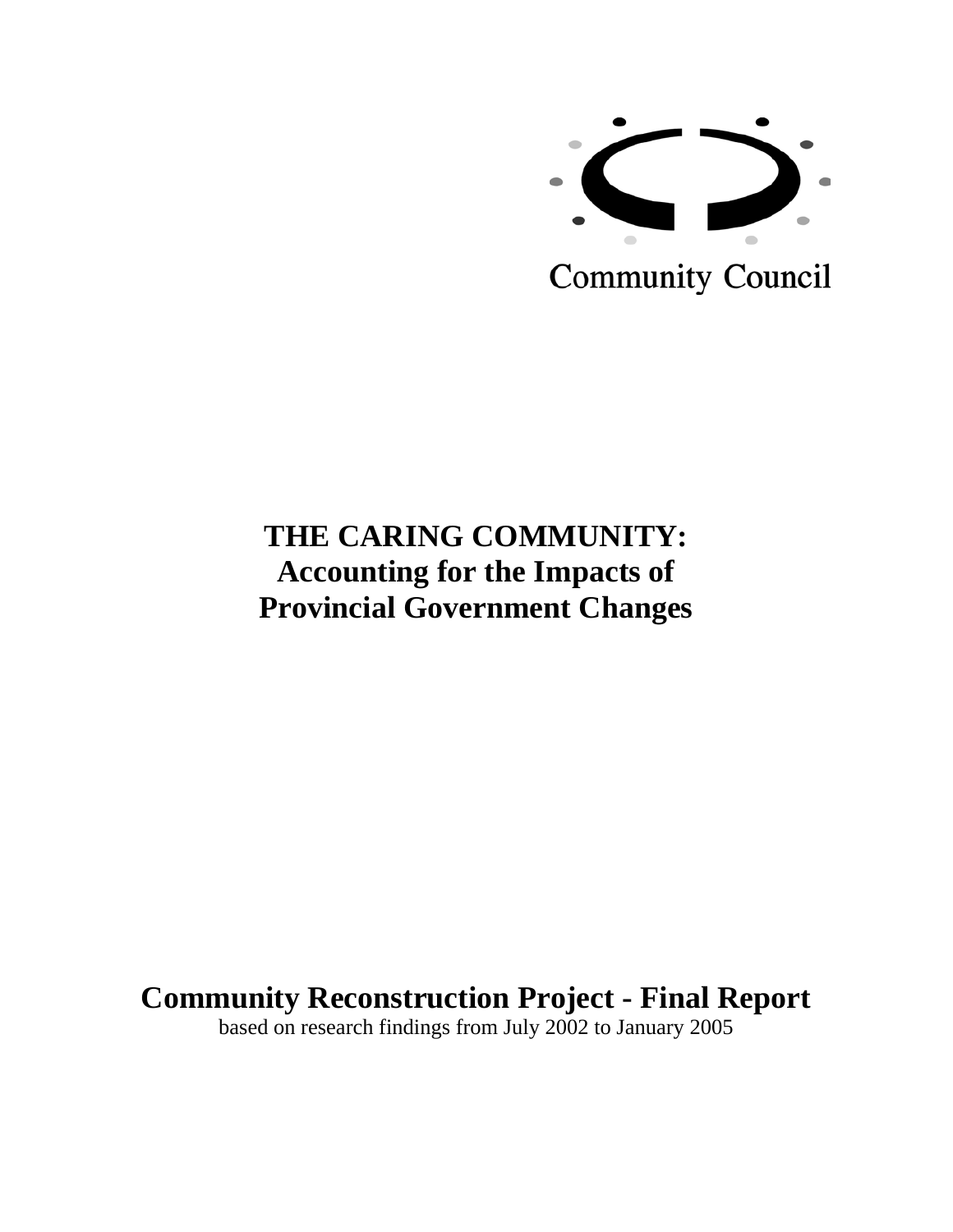Community Council

# THE CARING COMMUNITY: Accounting for the Impacts of Provincial Government Changes

## Community Reconstruction Project - Final Report

based on research findings from July 2002 to January 2005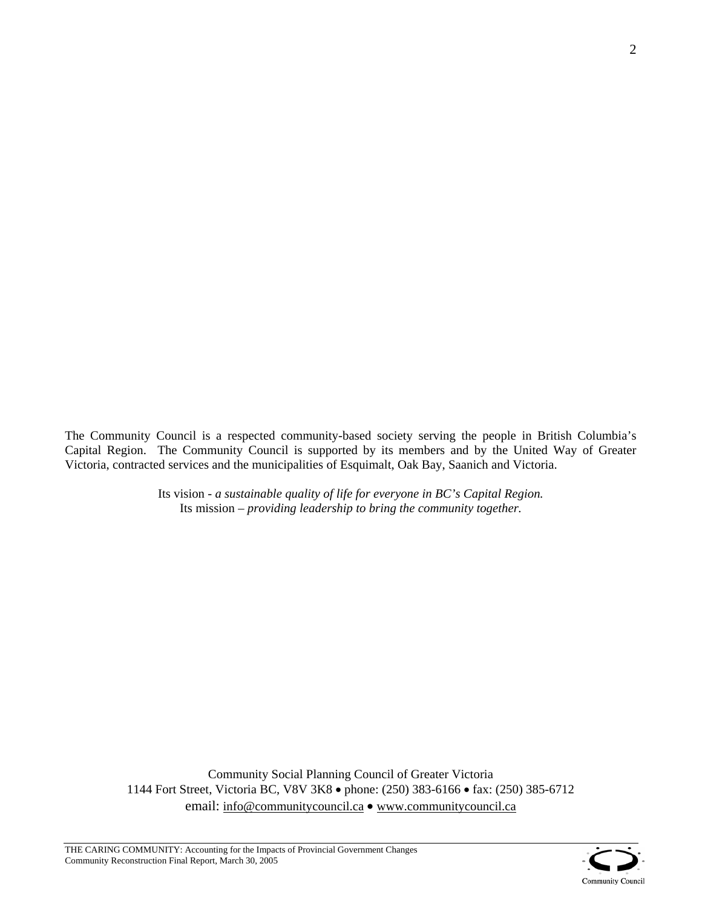The Community Council is a respected community-based society serving the people in British Columbia's Capital Region. The Community Council is supported by its members and by the United Way of Greater Victoria, contracted services and the municipalities of Esquimalt, Oak Bay, Saanich and Victoria.

Its vision - *a sustainable quality of life for everyone in BC's Capital Region.*
Its mission – *providing leadership to bring the community together.*

Community Social Planning Council of Greater Victoria
1144 Fort Street, Victoria BC, V8V 3K8 • phone: (250) 383-6166 • fax: (250) 385-6712
email: info@communitycouncil.ca • www.communitycouncil.ca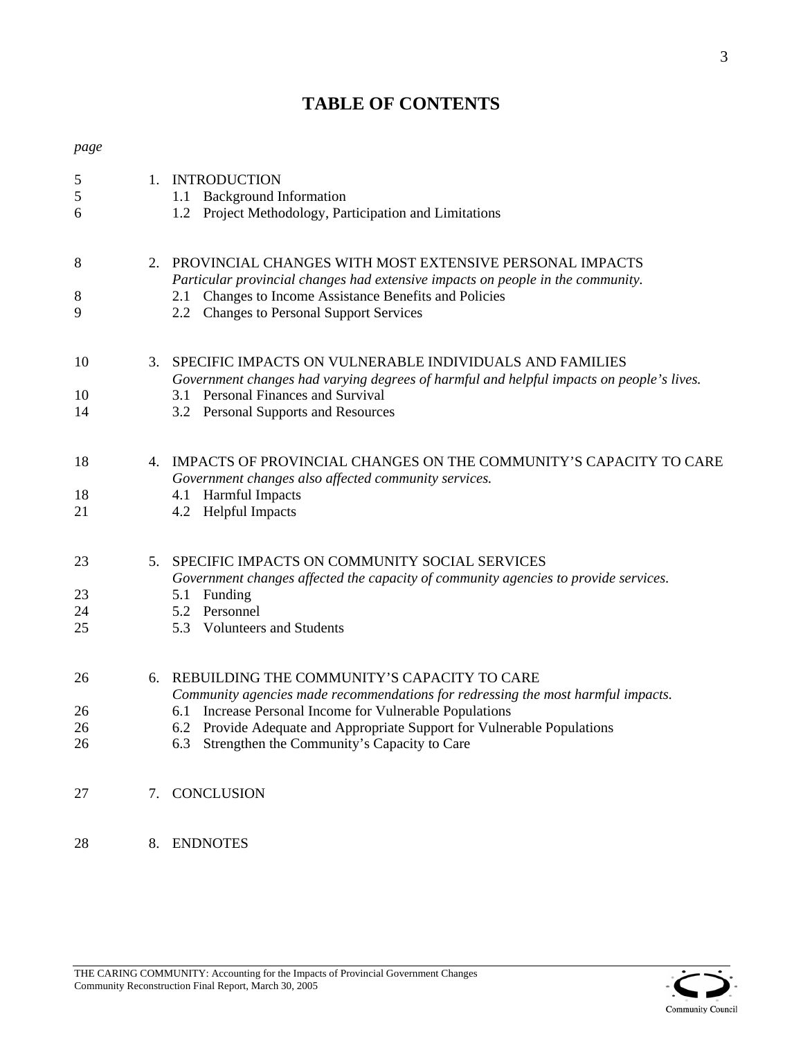# TABLE OF CONTENTS

*page*

| page | Section |
|---|---|
| 5 | 1. INTRODUCTION |
| 5 | 1.1 Background Information |
| 6 | 1.2 Project Methodology, Participation and Limitations |
| 8 | 2. PROVINCIAL CHANGES WITH MOST EXTENSIVE PERSONAL IMPACTS<br>*Particular provincial changes had extensive impacts on people in the community.* |
| 8 | 2.1 Changes to Income Assistance Benefits and Policies |
| 9 | 2.2 Changes to Personal Support Services |
| 10 | 3. SPECIFIC IMPACTS ON VULNERABLE INDIVIDUALS AND FAMILIES<br>*Government changes had varying degrees of harmful and helpful impacts on people's lives.* |
| 10 | 3.1 Personal Finances and Survival |
| 14 | 3.2 Personal Supports and Resources |
| 18 | 4. IMPACTS OF PROVINCIAL CHANGES ON THE COMMUNITY'S CAPACITY TO CARE<br>*Government changes also affected community services.* |
| 18 | 4.1 Harmful Impacts |
| 21 | 4.2 Helpful Impacts |
| 23 | 5. SPECIFIC IMPACTS ON COMMUNITY SOCIAL SERVICES<br>*Government changes affected the capacity of community agencies to provide services.* |
| 23 | 5.1 Funding |
| 24 | 5.2 Personnel |
| 25 | 5.3 Volunteers and Students |
| 26 | 6. REBUILDING THE COMMUNITY'S CAPACITY TO CARE<br>*Community agencies made recommendations for redressing the most harmful impacts.* |
| 26 | 6.1 Increase Personal Income for Vulnerable Populations |
| 26 | 6.2 Provide Adequate and Appropriate Support for Vulnerable Populations |
| 26 | 6.3 Strengthen the Community's Capacity to Care |
| 27 | 7. CONCLUSION |
| 28 | 8. ENDNOTES |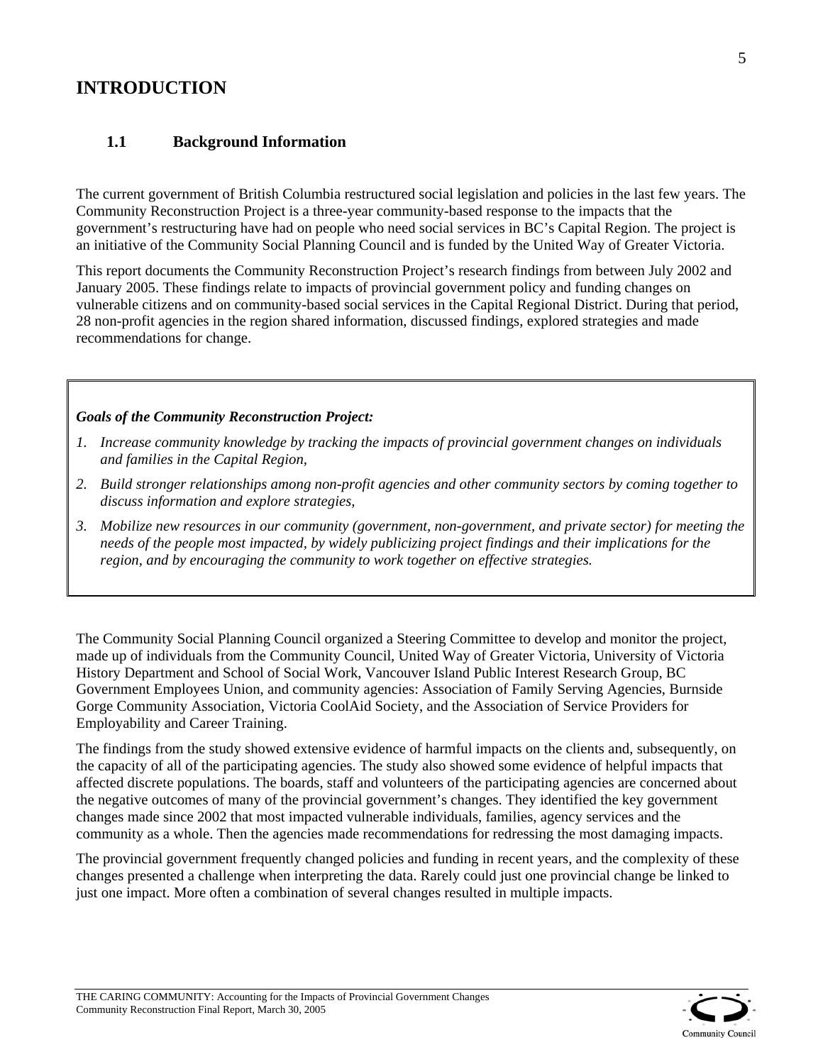# INTRODUCTION

## 1.1 Background Information

The current government of British Columbia restructured social legislation and policies in the last few years. The Community Reconstruction Project is a three-year community-based response to the impacts that the government's restructuring have had on people who need social services in BC's Capital Region. The project is an initiative of the Community Social Planning Council and is funded by the United Way of Greater Victoria.

This report documents the Community Reconstruction Project's research findings from between July 2002 and January 2005. These findings relate to impacts of provincial government policy and funding changes on vulnerable citizens and on community-based social services in the Capital Regional District. During that period, 28 non-profit agencies in the region shared information, discussed findings, explored strategies and made recommendations for change.

***Goals of the Community Reconstruction Project:***

1. *Increase community knowledge by tracking the impacts of provincial government changes on individuals and families in the Capital Region,*
2. *Build stronger relationships among non-profit agencies and other community sectors by coming together to discuss information and explore strategies,*
3. *Mobilize new resources in our community (government, non-government, and private sector) for meeting the needs of the people most impacted, by widely publicizing project findings and their implications for the region, and by encouraging the community to work together on effective strategies.*

The Community Social Planning Council organized a Steering Committee to develop and monitor the project, made up of individuals from the Community Council, United Way of Greater Victoria, University of Victoria History Department and School of Social Work, Vancouver Island Public Interest Research Group, BC Government Employees Union, and community agencies: Association of Family Serving Agencies, Burnside Gorge Community Association, Victoria CoolAid Society, and the Association of Service Providers for Employability and Career Training.

The findings from the study showed extensive evidence of harmful impacts on the clients and, subsequently, on the capacity of all of the participating agencies. The study also showed some evidence of helpful impacts that affected discrete populations. The boards, staff and volunteers of the participating agencies are concerned about the negative outcomes of many of the provincial government's changes. They identified the key government changes made since 2002 that most impacted vulnerable individuals, families, agency services and the community as a whole. Then the agencies made recommendations for redressing the most damaging impacts.

The provincial government frequently changed policies and funding in recent years, and the complexity of these changes presented a challenge when interpreting the data. Rarely could just one provincial change be linked to just one impact. More often a combination of several changes resulted in multiple impacts.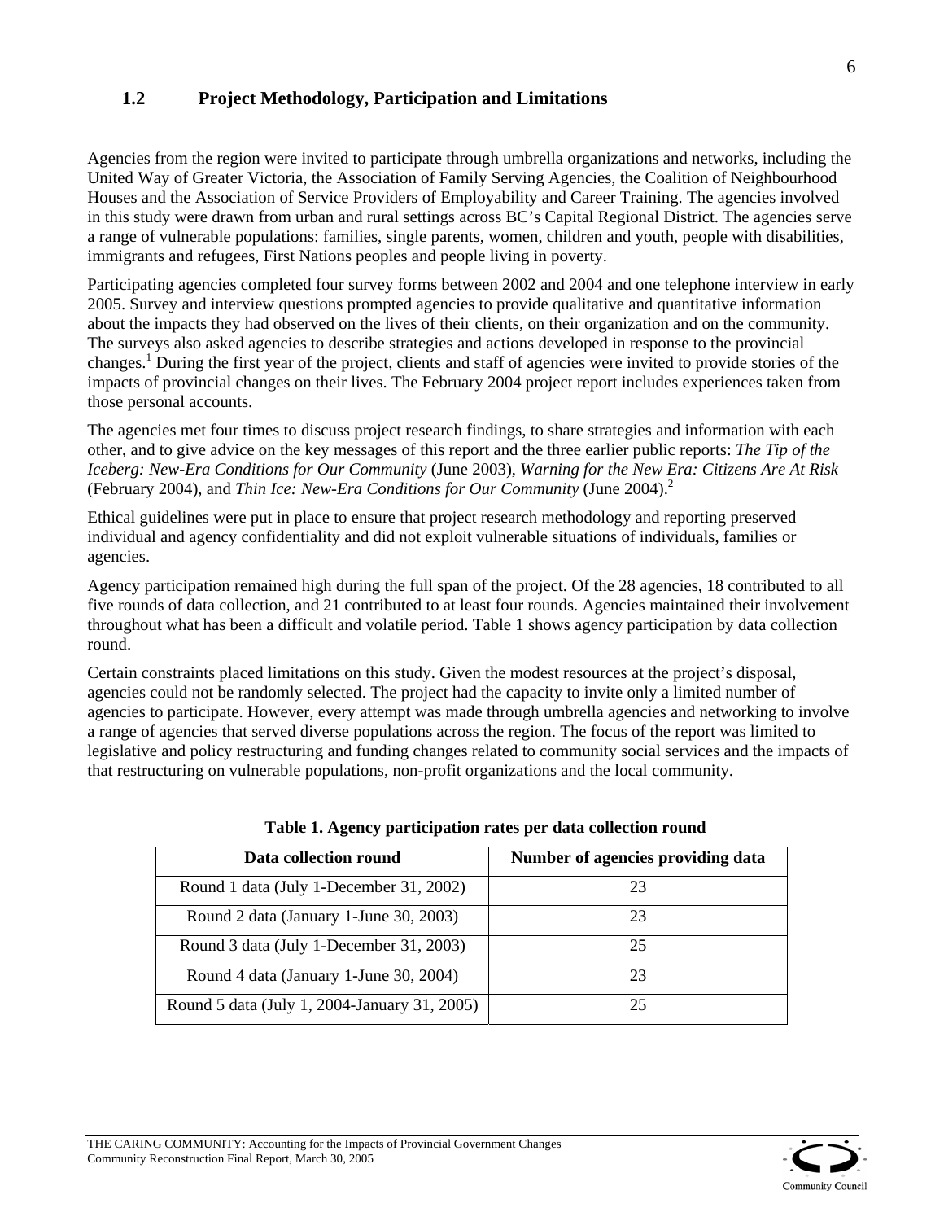## 1.2 Project Methodology, Participation and Limitations

Agencies from the region were invited to participate through umbrella organizations and networks, including the United Way of Greater Victoria, the Association of Family Serving Agencies, the Coalition of Neighbourhood Houses and the Association of Service Providers of Employability and Career Training. The agencies involved in this study were drawn from urban and rural settings across BC's Capital Regional District. The agencies serve a range of vulnerable populations: families, single parents, women, children and youth, people with disabilities, immigrants and refugees, First Nations peoples and people living in poverty.

Participating agencies completed four survey forms between 2002 and 2004 and one telephone interview in early 2005. Survey and interview questions prompted agencies to provide qualitative and quantitative information about the impacts they had observed on the lives of their clients, on their organization and on the community. The surveys also asked agencies to describe strategies and actions developed in response to the provincial changes.[1] During the first year of the project, clients and staff of agencies were invited to provide stories of the impacts of provincial changes on their lives. The February 2004 project report includes experiences taken from those personal accounts.

The agencies met four times to discuss project research findings, to share strategies and information with each other, and to give advice on the key messages of this report and the three earlier public reports: *The Tip of the Iceberg: New-Era Conditions for Our Community* (June 2003), *Warning for the New Era: Citizens Are At Risk* (February 2004), and *Thin Ice: New-Era Conditions for Our Community* (June 2004).[2]

Ethical guidelines were put in place to ensure that project research methodology and reporting preserved individual and agency confidentiality and did not exploit vulnerable situations of individuals, families or agencies.

Agency participation remained high during the full span of the project. Of the 28 agencies, 18 contributed to all five rounds of data collection, and 21 contributed to at least four rounds. Agencies maintained their involvement throughout what has been a difficult and volatile period. Table 1 shows agency participation by data collection round.

Certain constraints placed limitations on this study. Given the modest resources at the project's disposal, agencies could not be randomly selected. The project had the capacity to invite only a limited number of agencies to participate. However, every attempt was made through umbrella agencies and networking to involve a range of agencies that served diverse populations across the region. The focus of the report was limited to legislative and policy restructuring and funding changes related to community social services and the impacts of that restructuring on vulnerable populations, non-profit organizations and the local community.

**Table 1. Agency participation rates per data collection round**

| Data collection round | Number of agencies providing data |
|---|---|
| Round 1 data (July 1-December 31, 2002) | 23 |
| Round 2 data (January 1-June 30, 2003) | 23 |
| Round 3 data (July 1-December 31, 2003) | 25 |
| Round 4 data (January 1-June 30, 2004) | 23 |
| Round 5 data (July 1, 2004-January 31, 2005) | 25 |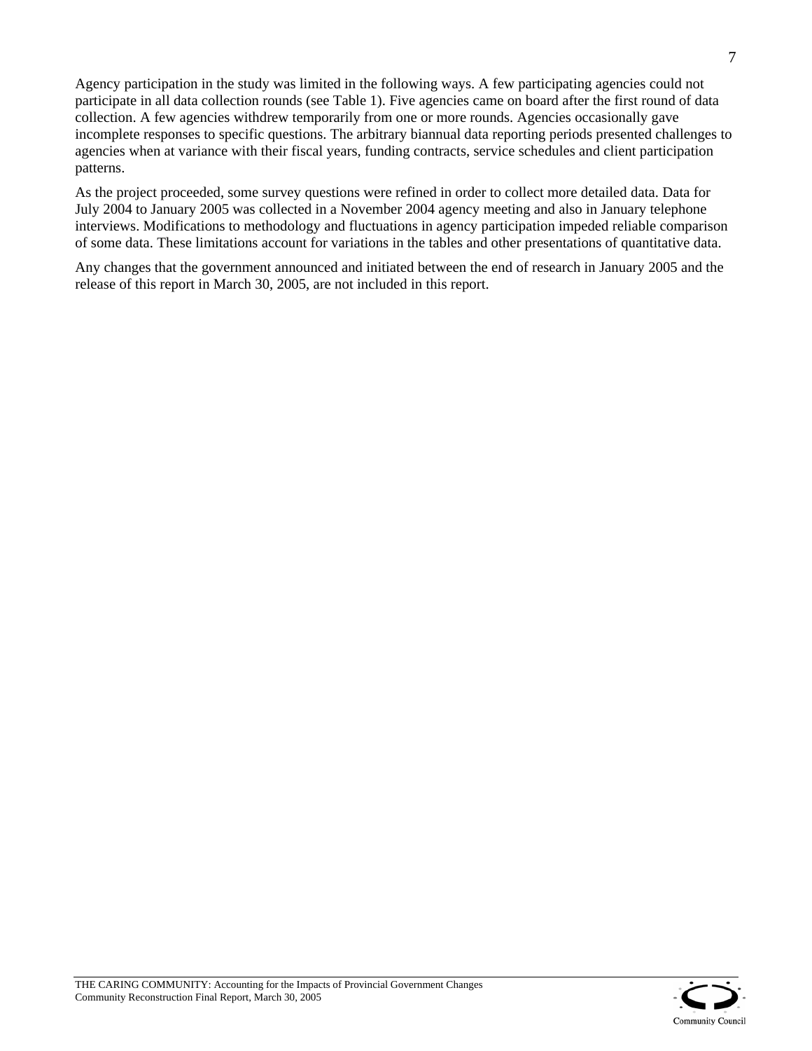Agency participation in the study was limited in the following ways. A few participating agencies could not participate in all data collection rounds (see Table 1). Five agencies came on board after the first round of data collection. A few agencies withdrew temporarily from one or more rounds. Agencies occasionally gave incomplete responses to specific questions. The arbitrary biannual data reporting periods presented challenges to agencies when at variance with their fiscal years, funding contracts, service schedules and client participation patterns.

As the project proceeded, some survey questions were refined in order to collect more detailed data. Data for July 2004 to January 2005 was collected in a November 2004 agency meeting and also in January telephone interviews. Modifications to methodology and fluctuations in agency participation impeded reliable comparison of some data. These limitations account for variations in the tables and other presentations of quantitative data.

Any changes that the government announced and initiated between the end of research in January 2005 and the release of this report in March 30, 2005, are not included in this report.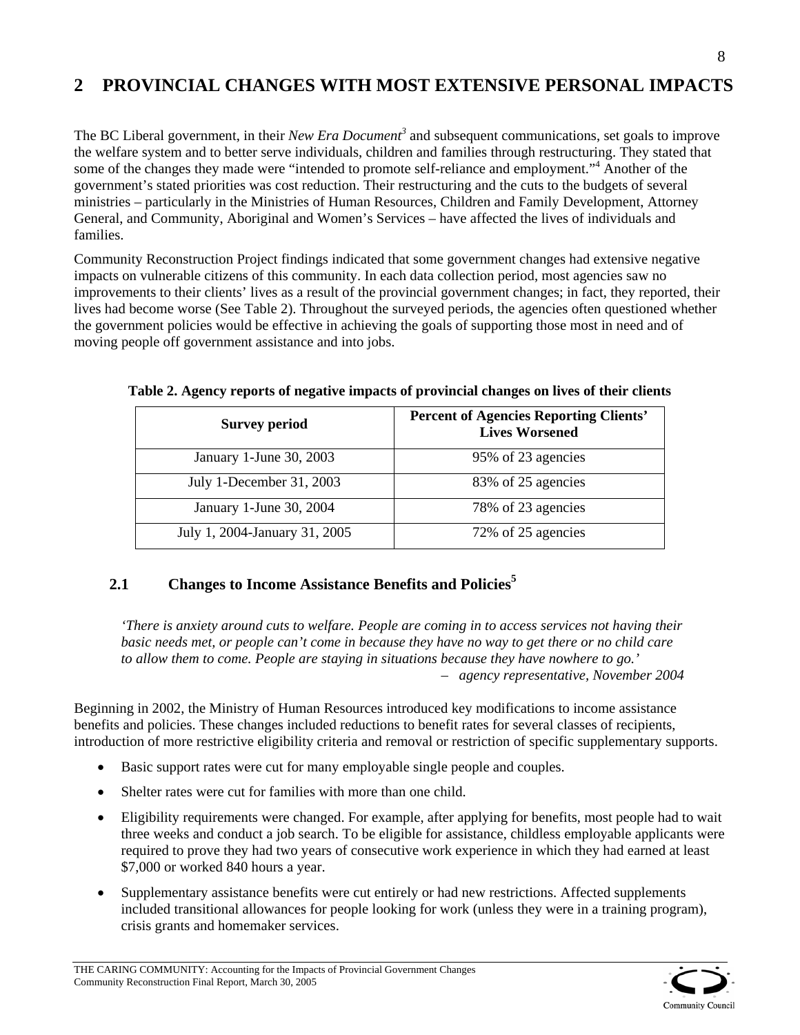# 2 PROVINCIAL CHANGES WITH MOST EXTENSIVE PERSONAL IMPACTS

The BC Liberal government, in their *New Era Document*[3] and subsequent communications, set goals to improve the welfare system and to better serve individuals, children and families through restructuring. They stated that some of the changes they made were "intended to promote self-reliance and employment."[4] Another of the government's stated priorities was cost reduction. Their restructuring and the cuts to the budgets of several ministries – particularly in the Ministries of Human Resources, Children and Family Development, Attorney General, and Community, Aboriginal and Women's Services – have affected the lives of individuals and families.

Community Reconstruction Project findings indicated that some government changes had extensive negative impacts on vulnerable citizens of this community. In each data collection period, most agencies saw no improvements to their clients' lives as a result of the provincial government changes; in fact, they reported, their lives had become worse (See Table 2). Throughout the surveyed periods, the agencies often questioned whether the government policies would be effective in achieving the goals of supporting those most in need and of moving people off government assistance and into jobs.

**Table 2. Agency reports of negative impacts of provincial changes on lives of their clients**

| Survey period | Percent of Agencies Reporting Clients' Lives Worsened |
|---|---|
| January 1-June 30, 2003 | 95% of 23 agencies |
| July 1-December 31, 2003 | 83% of 25 agencies |
| January 1-June 30, 2004 | 78% of 23 agencies |
| July 1, 2004-January 31, 2005 | 72% of 25 agencies |

## 2.1 Changes to Income Assistance Benefits and Policies[5]

*'There is anxiety around cuts to welfare. People are coming in to access services not having their basic needs met, or people can't come in because they have no way to get there or no child care to allow them to come. People are staying in situations because they have nowhere to go.'*
*– agency representative, November 2004*

Beginning in 2002, the Ministry of Human Resources introduced key modifications to income assistance benefits and policies. These changes included reductions to benefit rates for several classes of recipients, introduction of more restrictive eligibility criteria and removal or restriction of specific supplementary supports.

- Basic support rates were cut for many employable single people and couples.
- Shelter rates were cut for families with more than one child.
- Eligibility requirements were changed. For example, after applying for benefits, most people had to wait three weeks and conduct a job search. To be eligible for assistance, childless employable applicants were required to prove they had two years of consecutive work experience in which they had earned at least $7,000 or worked 840 hours a year.
- Supplementary assistance benefits were cut entirely or had new restrictions. Affected supplements included transitional allowances for people looking for work (unless they were in a training program), crisis grants and homemaker services.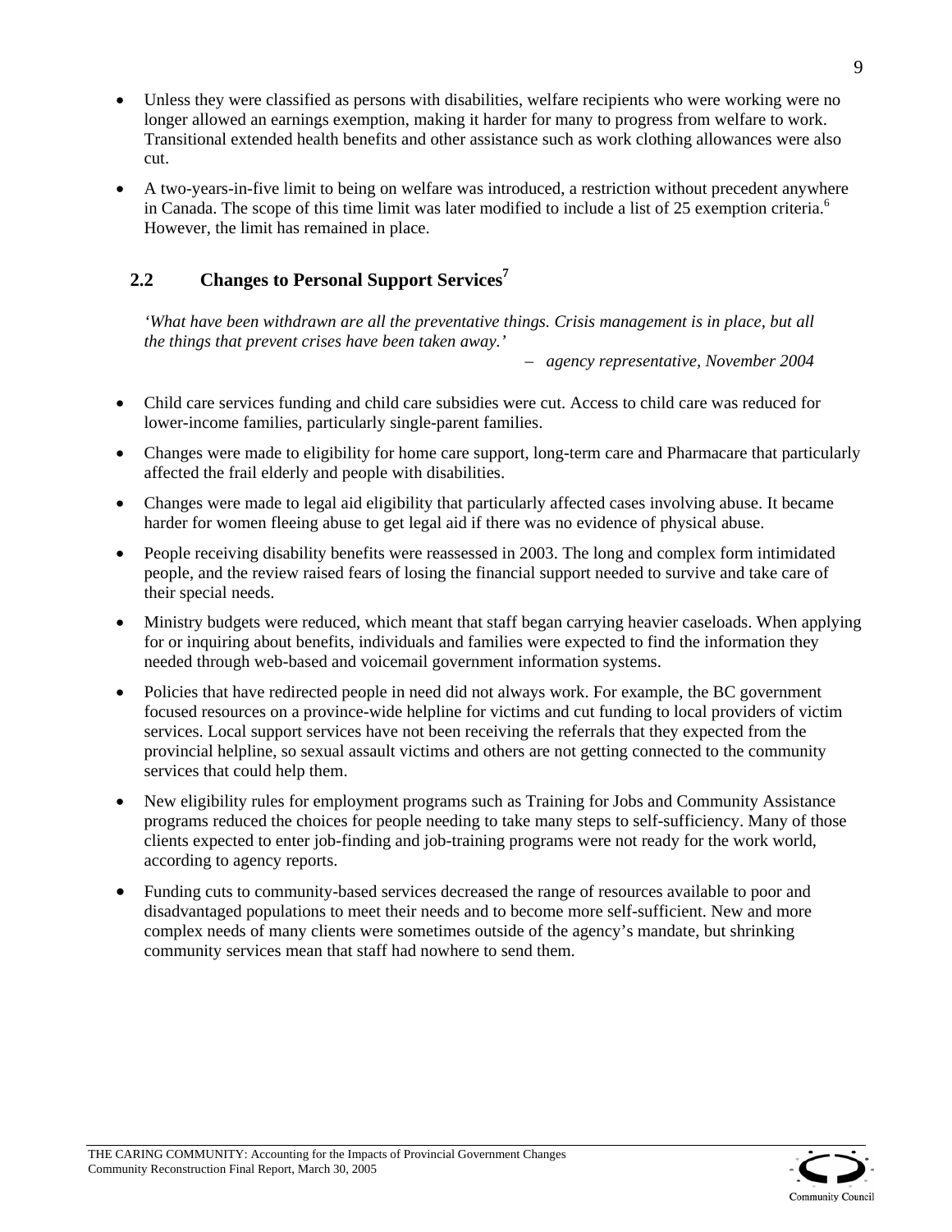- Unless they were classified as persons with disabilities, welfare recipients who were working were no longer allowed an earnings exemption, making it harder for many to progress from welfare to work. Transitional extended health benefits and other assistance such as work clothing allowances were also cut.
- A two-years-in-five limit to being on welfare was introduced, a restriction without precedent anywhere in Canada. The scope of this time limit was later modified to include a list of 25 exemption criteria.[6] However, the limit has remained in place.

## 2.2 Changes to Personal Support Services[7]

*'What have been withdrawn are all the preventative things. Crisis management is in place, but all the things that prevent crises have been taken away.'*

– *agency representative, November 2004*

- Child care services funding and child care subsidies were cut. Access to child care was reduced for lower-income families, particularly single-parent families.
- Changes were made to eligibility for home care support, long-term care and Pharmacare that particularly affected the frail elderly and people with disabilities.
- Changes were made to legal aid eligibility that particularly affected cases involving abuse. It became harder for women fleeing abuse to get legal aid if there was no evidence of physical abuse.
- People receiving disability benefits were reassessed in 2003. The long and complex form intimidated people, and the review raised fears of losing the financial support needed to survive and take care of their special needs.
- Ministry budgets were reduced, which meant that staff began carrying heavier caseloads. When applying for or inquiring about benefits, individuals and families were expected to find the information they needed through web-based and voicemail government information systems.
- Policies that have redirected people in need did not always work. For example, the BC government focused resources on a province-wide helpline for victims and cut funding to local providers of victim services. Local support services have not been receiving the referrals that they expected from the provincial helpline, so sexual assault victims and others are not getting connected to the community services that could help them.
- New eligibility rules for employment programs such as Training for Jobs and Community Assistance programs reduced the choices for people needing to take many steps to self-sufficiency. Many of those clients expected to enter job-finding and job-training programs were not ready for the work world, according to agency reports.
- Funding cuts to community-based services decreased the range of resources available to poor and disadvantaged populations to meet their needs and to become more self-sufficient. New and more complex needs of many clients were sometimes outside of the agency's mandate, but shrinking community services mean that staff had nowhere to send them.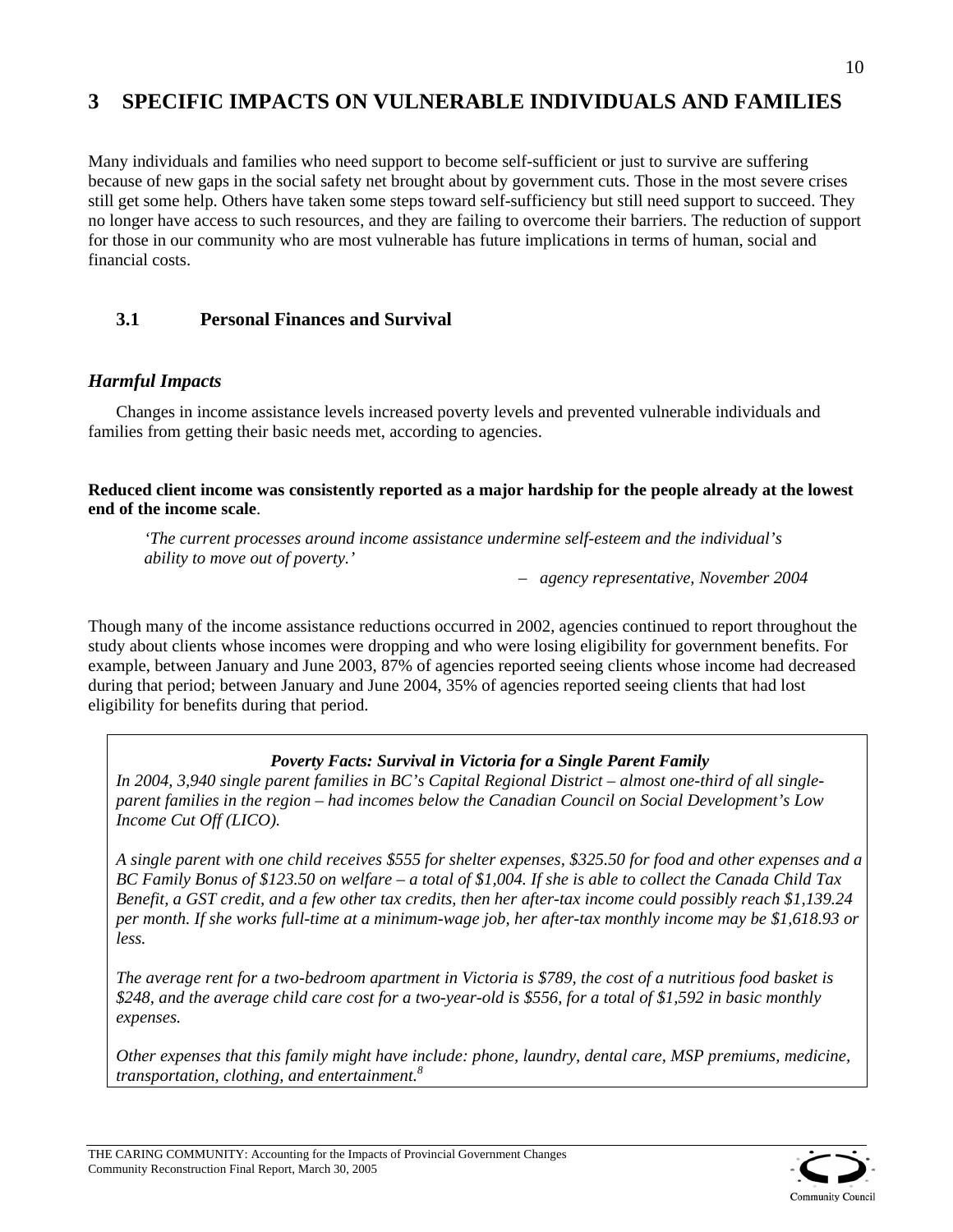# 3 SPECIFIC IMPACTS ON VULNERABLE INDIVIDUALS AND FAMILIES

Many individuals and families who need support to become self-sufficient or just to survive are suffering because of new gaps in the social safety net brought about by government cuts. Those in the most severe crises still get some help. Others have taken some steps toward self-sufficiency but still need support to succeed. They no longer have access to such resources, and they are failing to overcome their barriers. The reduction of support for those in our community who are most vulnerable has future implications in terms of human, social and financial costs.

## 3.1 Personal Finances and Survival

### *Harmful Impacts*

Changes in income assistance levels increased poverty levels and prevented vulnerable individuals and families from getting their basic needs met, according to agencies.

**Reduced client income was consistently reported as a major hardship for the people already at the lowest end of the income scale**.

> *'The current processes around income assistance undermine self-esteem and the individual's ability to move out of poverty.'*
>
> – *agency representative, November 2004*

Though many of the income assistance reductions occurred in 2002, agencies continued to report throughout the study about clients whose incomes were dropping and who were losing eligibility for government benefits. For example, between January and June 2003, 87% of agencies reported seeing clients whose income had decreased during that period; between January and June 2004, 35% of agencies reported seeing clients that had lost eligibility for benefits during that period.

> ***Poverty Facts: Survival in Victoria for a Single Parent Family***
>
> *In 2004, 3,940 single parent families in BC's Capital Regional District – almost one-third of all single-parent families in the region – had incomes below the Canadian Council on Social Development's Low Income Cut Off (LICO).*
>
> *A single parent with one child receives $555 for shelter expenses, $325.50 for food and other expenses and a BC Family Bonus of $123.50 on welfare – a total of $1,004. If she is able to collect the Canada Child Tax Benefit, a GST credit, and a few other tax credits, then her after-tax income could possibly reach $1,139.24 per month. If she works full-time at a minimum-wage job, her after-tax monthly income may be $1,618.93 or less.*
>
> *The average rent for a two-bedroom apartment in Victoria is $789, the cost of a nutritious food basket is $248, and the average child care cost for a two-year-old is $556, for a total of $1,592 in basic monthly expenses.*
>
> *Other expenses that this family might have include: phone, laundry, dental care, MSP premiums, medicine, transportation, clothing, and entertainment.*[8]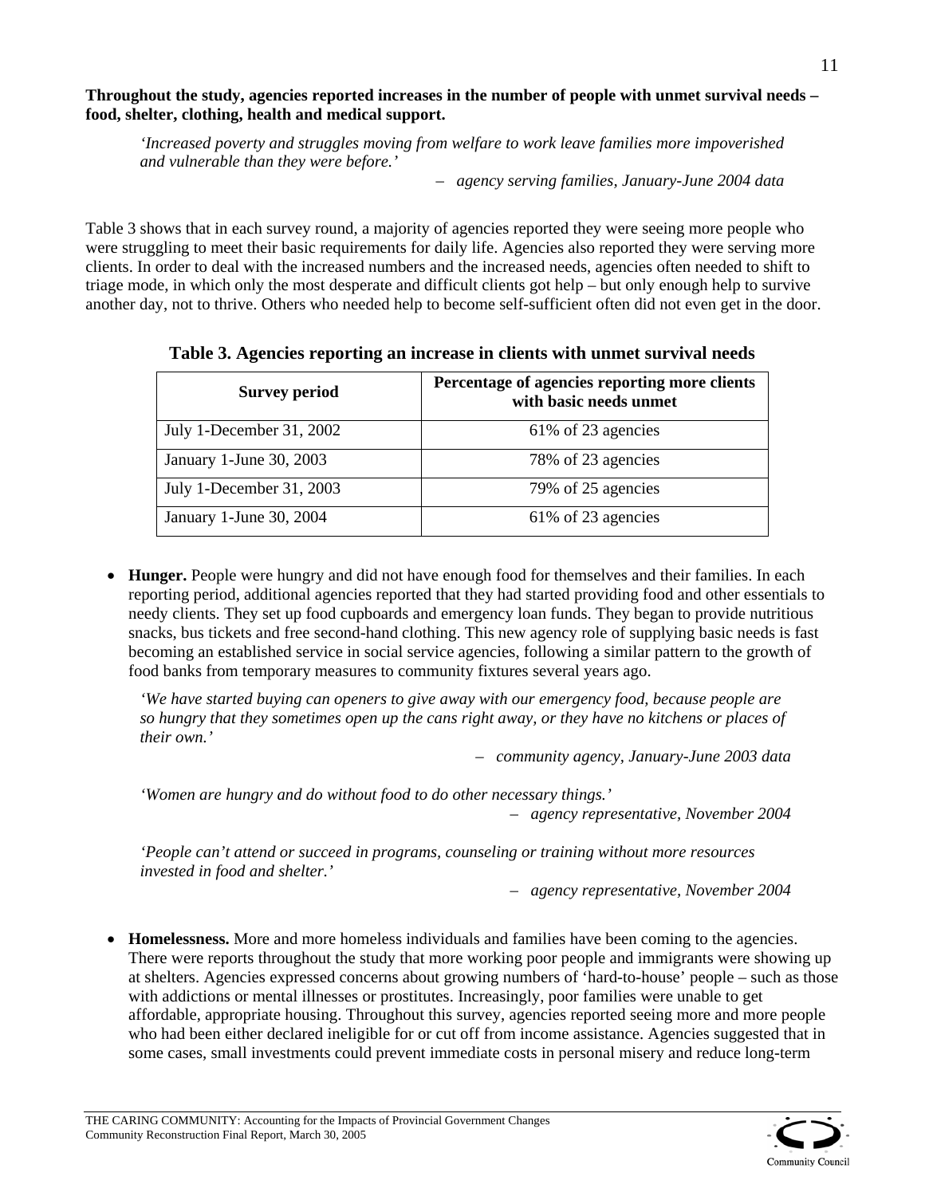**Throughout the study, agencies reported increases in the number of people with unmet survival needs – food, shelter, clothing, health and medical support.**

> *'Increased poverty and struggles moving from welfare to work leave families more impoverished and vulnerable than they were before.'*
>
> – *agency serving families, January-June 2004 data*

Table 3 shows that in each survey round, a majority of agencies reported they were seeing more people who were struggling to meet their basic requirements for daily life. Agencies also reported they were serving more clients. In order to deal with the increased numbers and the increased needs, agencies often needed to shift to triage mode, in which only the most desperate and difficult clients got help – but only enough help to survive another day, not to thrive. Others who needed help to become self-sufficient often did not even get in the door.

**Table 3. Agencies reporting an increase in clients with unmet survival needs**

| Survey period | Percentage of agencies reporting more clients with basic needs unmet |
|---|---|
| July 1-December 31, 2002 | 61% of 23 agencies |
| January 1-June 30, 2003 | 78% of 23 agencies |
| July 1-December 31, 2003 | 79% of 25 agencies |
| January 1-June 30, 2004 | 61% of 23 agencies |

- **Hunger.** People were hungry and did not have enough food for themselves and their families. In each reporting period, additional agencies reported that they had started providing food and other essentials to needy clients. They set up food cupboards and emergency loan funds. They began to provide nutritious snacks, bus tickets and free second-hand clothing. This new agency role of supplying basic needs is fast becoming an established service in social service agencies, following a similar pattern to the growth of food banks from temporary measures to community fixtures several years ago.

  > *'We have started buying can openers to give away with our emergency food, because people are so hungry that they sometimes open up the cans right away, or they have no kitchens or places of their own.'*
  >
  > – *community agency, January-June 2003 data*

  > *'Women are hungry and do without food to do other necessary things.'*
  >
  > – *agency representative, November 2004*

  > *'People can't attend or succeed in programs, counseling or training without more resources invested in food and shelter.'*
  >
  > – *agency representative, November 2004*

- **Homelessness.** More and more homeless individuals and families have been coming to the agencies. There were reports throughout the study that more working poor people and immigrants were showing up at shelters. Agencies expressed concerns about growing numbers of 'hard-to-house' people – such as those with addictions or mental illnesses or prostitutes. Increasingly, poor families were unable to get affordable, appropriate housing. Throughout this survey, agencies reported seeing more and more people who had been either declared ineligible for or cut off from income assistance. Agencies suggested that in some cases, small investments could prevent immediate costs in personal misery and reduce long-term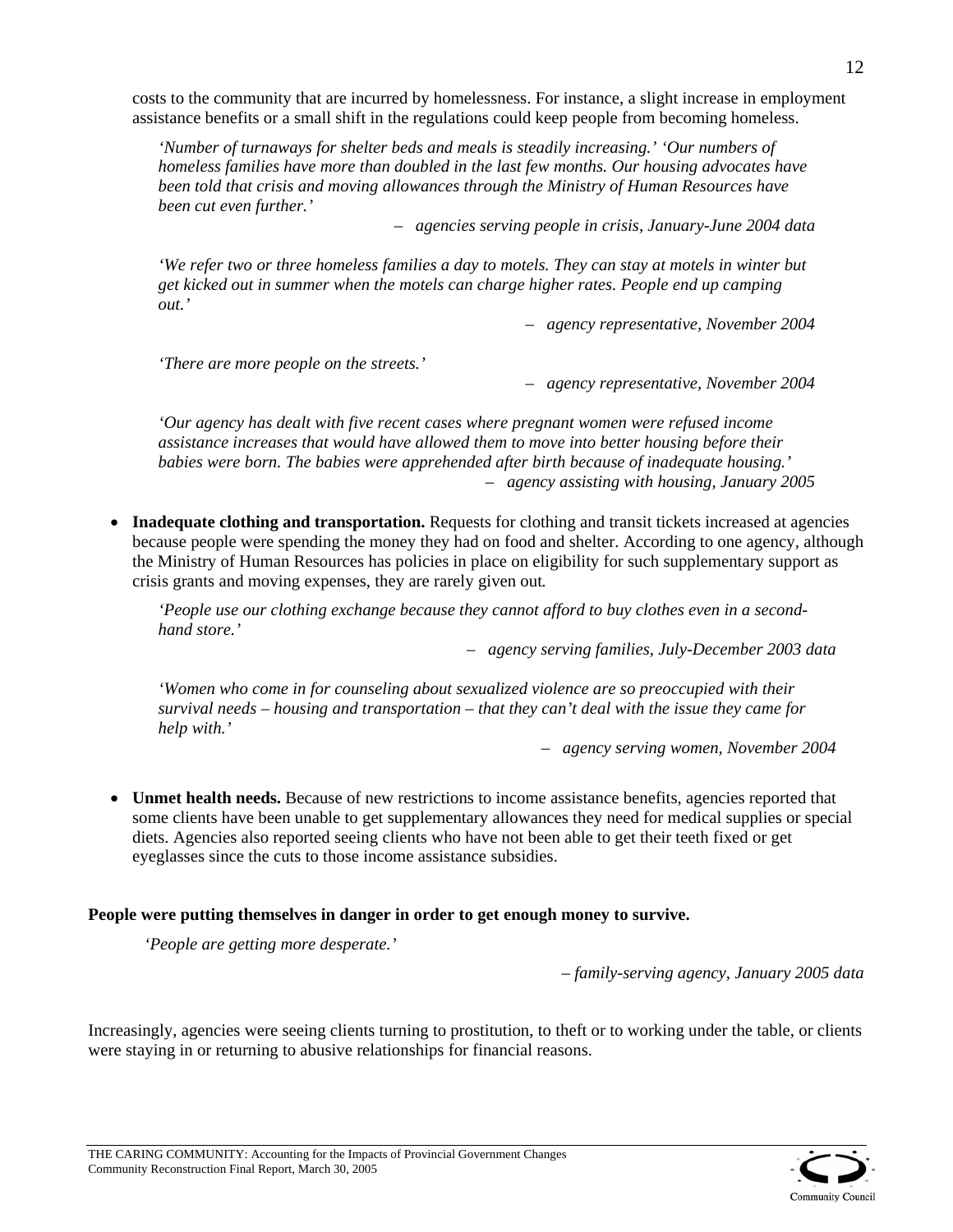costs to the community that are incurred by homelessness. For instance, a slight increase in employment assistance benefits or a small shift in the regulations could keep people from becoming homeless.

> *'Number of turnaways for shelter beds and meals is steadily increasing.' 'Our numbers of homeless families have more than doubled in the last few months. Our housing advocates have been told that crisis and moving allowances through the Ministry of Human Resources have been cut even further.'*
>
> – *agencies serving people in crisis, January-June 2004 data*

> *'We refer two or three homeless families a day to motels. They can stay at motels in winter but get kicked out in summer when the motels can charge higher rates. People end up camping out.'*
>
> – *agency representative, November 2004*

> *'There are more people on the streets.'*
>
> – *agency representative, November 2004*

> *'Our agency has dealt with five recent cases where pregnant women were refused income assistance increases that would have allowed them to move into better housing before their babies were born. The babies were apprehended after birth because of inadequate housing.'*
>
> – *agency assisting with housing, January 2005*

- **Inadequate clothing and transportation.** Requests for clothing and transit tickets increased at agencies because people were spending the money they had on food and shelter. According to one agency, although the Ministry of Human Resources has policies in place on eligibility for such supplementary support as crisis grants and moving expenses, they are rarely given out.

> *'People use our clothing exchange because they cannot afford to buy clothes even in a second-hand store.'*
>
> – *agency serving families, July-December 2003 data*

> *'Women who come in for counseling about sexualized violence are so preoccupied with their survival needs – housing and transportation – that they can't deal with the issue they came for help with.'*
>
> – *agency serving women, November 2004*

- **Unmet health needs.** Because of new restrictions to income assistance benefits, agencies reported that some clients have been unable to get supplementary allowances they need for medical supplies or special diets. Agencies also reported seeing clients who have not been able to get their teeth fixed or get eyeglasses since the cuts to those income assistance subsidies.

**People were putting themselves in danger in order to get enough money to survive.**

> *'People are getting more desperate.'*
>
> *– family-serving agency, January 2005 data*

Increasingly, agencies were seeing clients turning to prostitution, to theft or to working under the table, or clients were staying in or returning to abusive relationships for financial reasons.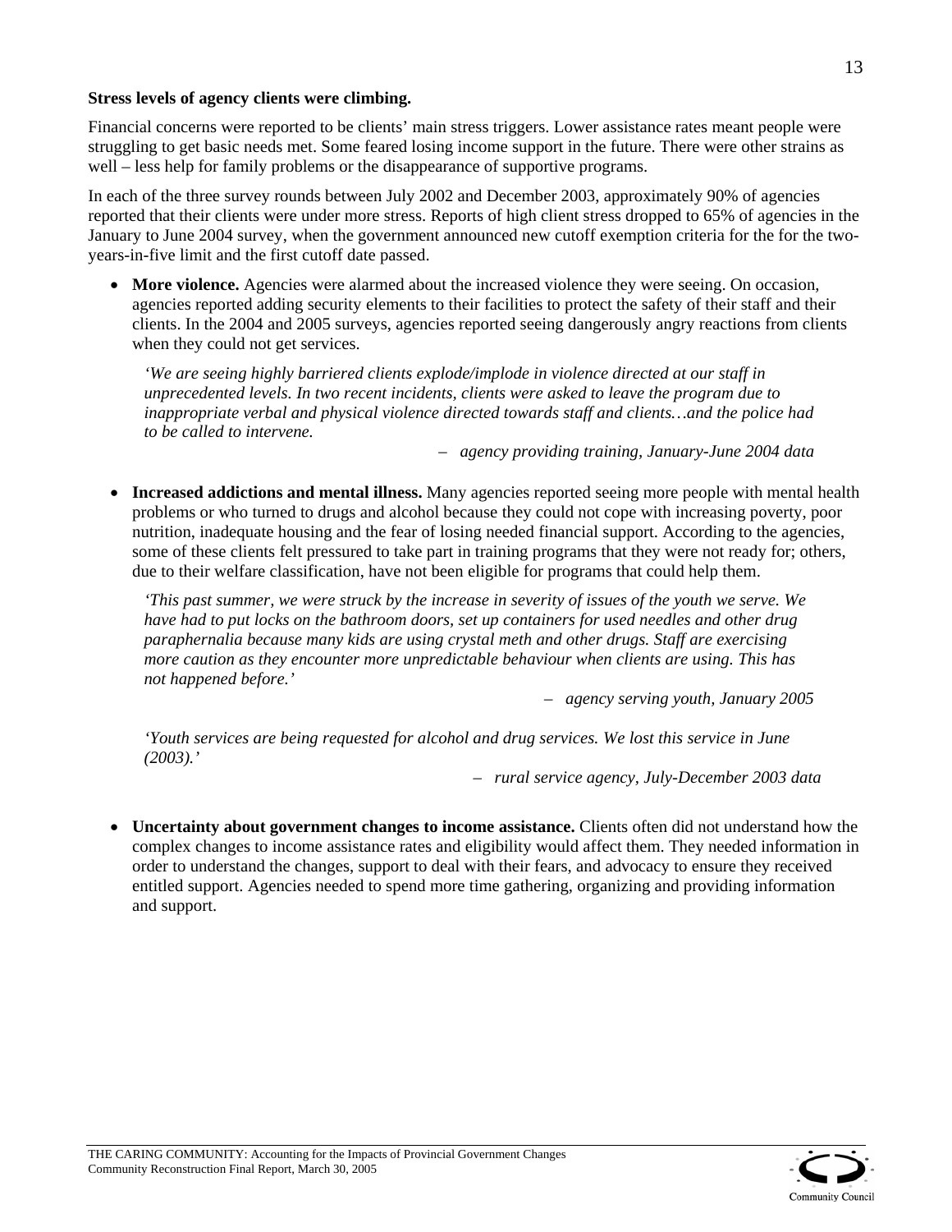**Stress levels of agency clients were climbing.**

Financial concerns were reported to be clients' main stress triggers. Lower assistance rates meant people were struggling to get basic needs met. Some feared losing income support in the future. There were other strains as well – less help for family problems or the disappearance of supportive programs.

In each of the three survey rounds between July 2002 and December 2003, approximately 90% of agencies reported that their clients were under more stress. Reports of high client stress dropped to 65% of agencies in the January to June 2004 survey, when the government announced new cutoff exemption criteria for the for the two-years-in-five limit and the first cutoff date passed.

- **More violence.** Agencies were alarmed about the increased violence they were seeing. On occasion, agencies reported adding security elements to their facilities to protect the safety of their staff and their clients. In the 2004 and 2005 surveys, agencies reported seeing dangerously angry reactions from clients when they could not get services.

  *'We are seeing highly barriered clients explode/implode in violence directed at our staff in unprecedented levels. In two recent incidents, clients were asked to leave the program due to inappropriate verbal and physical violence directed towards staff and clients…and the police had to be called to intervene.*

  – *agency providing training, January-June 2004 data*

- **Increased addictions and mental illness.** Many agencies reported seeing more people with mental health problems or who turned to drugs and alcohol because they could not cope with increasing poverty, poor nutrition, inadequate housing and the fear of losing needed financial support. According to the agencies, some of these clients felt pressured to take part in training programs that they were not ready for; others, due to their welfare classification, have not been eligible for programs that could help them.

  *'This past summer, we were struck by the increase in severity of issues of the youth we serve. We have had to put locks on the bathroom doors, set up containers for used needles and other drug paraphernalia because many kids are using crystal meth and other drugs. Staff are exercising more caution as they encounter more unpredictable behaviour when clients are using. This has not happened before.'*

  – *agency serving youth, January 2005*

  *'Youth services are being requested for alcohol and drug services. We lost this service in June (2003).'*

  – *rural service agency, July-December 2003 data*

- **Uncertainty about government changes to income assistance.** Clients often did not understand how the complex changes to income assistance rates and eligibility would affect them. They needed information in order to understand the changes, support to deal with their fears, and advocacy to ensure they received entitled support. Agencies needed to spend more time gathering, organizing and providing information and support.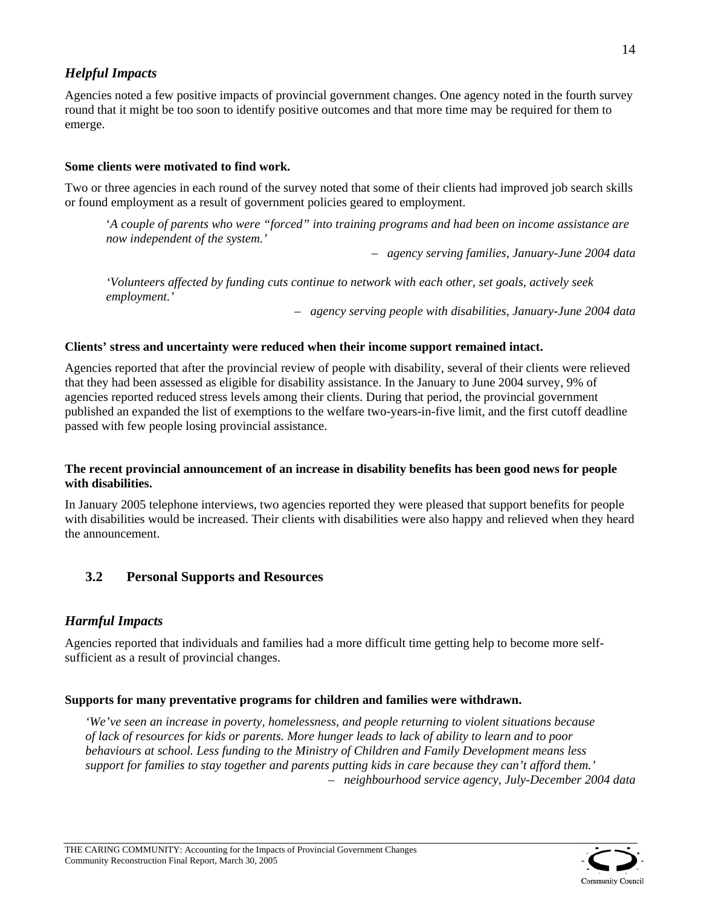### *Helpful Impacts*

Agencies noted a few positive impacts of provincial government changes. One agency noted in the fourth survey round that it might be too soon to identify positive outcomes and that more time may be required for them to emerge.

**Some clients were motivated to find work.**

Two or three agencies in each round of the survey noted that some of their clients had improved job search skills or found employment as a result of government policies geared to employment.

> *'A couple of parents who were "forced" into training programs and had been on income assistance are now independent of the system.'*
>
> – *agency serving families, January-June 2004 data*

> *'Volunteers affected by funding cuts continue to network with each other, set goals, actively seek employment.'*
>
> – *agency serving people with disabilities, January-June 2004 data*

**Clients' stress and uncertainty were reduced when their income support remained intact.**

Agencies reported that after the provincial review of people with disability, several of their clients were relieved that they had been assessed as eligible for disability assistance. In the January to June 2004 survey, 9% of agencies reported reduced stress levels among their clients. During that period, the provincial government published an expanded the list of exemptions to the welfare two-years-in-five limit, and the first cutoff deadline passed with few people losing provincial assistance.

**The recent provincial announcement of an increase in disability benefits has been good news for people with disabilities.**

In January 2005 telephone interviews, two agencies reported they were pleased that support benefits for people with disabilities would be increased. Their clients with disabilities were also happy and relieved when they heard the announcement.

## 3.2 Personal Supports and Resources

### *Harmful Impacts*

Agencies reported that individuals and families had a more difficult time getting help to become more self-sufficient as a result of provincial changes.

**Supports for many preventative programs for children and families were withdrawn.**

> *'We've seen an increase in poverty, homelessness, and people returning to violent situations because of lack of resources for kids or parents. More hunger leads to lack of ability to learn and to poor behaviours at school. Less funding to the Ministry of Children and Family Development means less support for families to stay together and parents putting kids in care because they can't afford them.'*
>
> – *neighbourhood service agency, July-December 2004 data*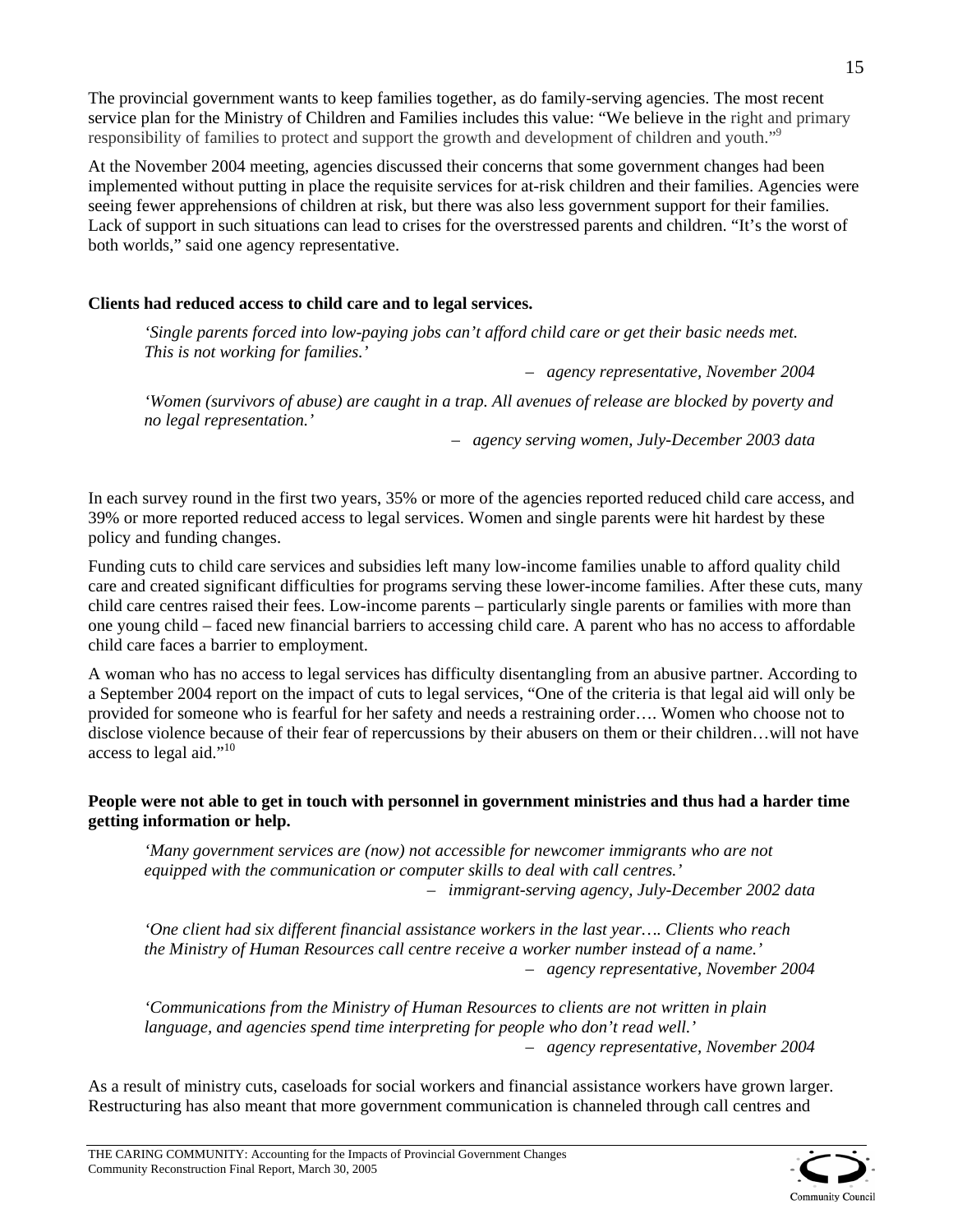The provincial government wants to keep families together, as do family-serving agencies. The most recent service plan for the Ministry of Children and Families includes this value: "We believe in the right and primary responsibility of families to protect and support the growth and development of children and youth."[9]

At the November 2004 meeting, agencies discussed their concerns that some government changes had been implemented without putting in place the requisite services for at-risk children and their families. Agencies were seeing fewer apprehensions of children at risk, but there was also less government support for their families. Lack of support in such situations can lead to crises for the overstressed parents and children. "It's the worst of both worlds," said one agency representative.

**Clients had reduced access to child care and to legal services.**

> *'Single parents forced into low-paying jobs can't afford child care or get their basic needs met. This is not working for families.'*
>
> – *agency representative, November 2004*

> *'Women (survivors of abuse) are caught in a trap. All avenues of release are blocked by poverty and no legal representation.'*
>
> – *agency serving women, July-December 2003 data*

In each survey round in the first two years, 35% or more of the agencies reported reduced child care access, and 39% or more reported reduced access to legal services. Women and single parents were hit hardest by these policy and funding changes.

Funding cuts to child care services and subsidies left many low-income families unable to afford quality child care and created significant difficulties for programs serving these lower-income families. After these cuts, many child care centres raised their fees. Low-income parents – particularly single parents or families with more than one young child – faced new financial barriers to accessing child care. A parent who has no access to affordable child care faces a barrier to employment.

A woman who has no access to legal services has difficulty disentangling from an abusive partner. According to a September 2004 report on the impact of cuts to legal services, "One of the criteria is that legal aid will only be provided for someone who is fearful for her safety and needs a restraining order…. Women who choose not to disclose violence because of their fear of repercussions by their abusers on them or their children…will not have access to legal aid."[10]

**People were not able to get in touch with personnel in government ministries and thus had a harder time getting information or help.**

> *'Many government services are (now) not accessible for newcomer immigrants who are not equipped with the communication or computer skills to deal with call centres.'*
>
> – *immigrant-serving agency, July-December 2002 data*

> *'One client had six different financial assistance workers in the last year…. Clients who reach the Ministry of Human Resources call centre receive a worker number instead of a name.'*
>
> – *agency representative, November 2004*

> *'Communications from the Ministry of Human Resources to clients are not written in plain language, and agencies spend time interpreting for people who don't read well.'*
>
> – *agency representative, November 2004*

As a result of ministry cuts, caseloads for social workers and financial assistance workers have grown larger. Restructuring has also meant that more government communication is channeled through call centres and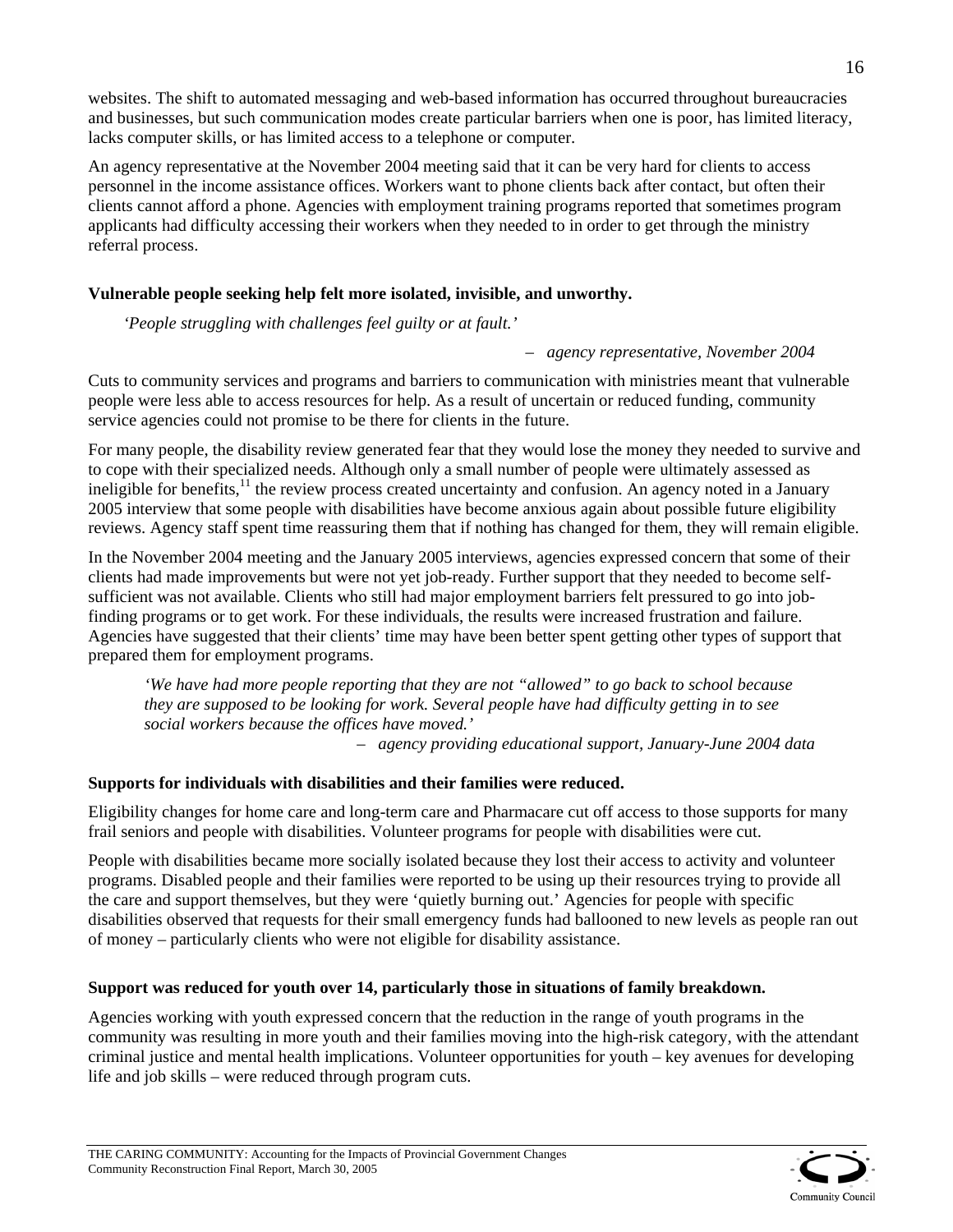websites. The shift to automated messaging and web-based information has occurred throughout bureaucracies and businesses, but such communication modes create particular barriers when one is poor, has limited literacy, lacks computer skills, or has limited access to a telephone or computer.

An agency representative at the November 2004 meeting said that it can be very hard for clients to access personnel in the income assistance offices. Workers want to phone clients back after contact, but often their clients cannot afford a phone. Agencies with employment training programs reported that sometimes program applicants had difficulty accessing their workers when they needed to in order to get through the ministry referral process.

**Vulnerable people seeking help felt more isolated, invisible, and unworthy.**

> *'People struggling with challenges feel guilty or at fault.'*
>
> – *agency representative, November 2004*

Cuts to community services and programs and barriers to communication with ministries meant that vulnerable people were less able to access resources for help. As a result of uncertain or reduced funding, community service agencies could not promise to be there for clients in the future.

For many people, the disability review generated fear that they would lose the money they needed to survive and to cope with their specialized needs. Although only a small number of people were ultimately assessed as ineligible for benefits,[11] the review process created uncertainty and confusion. An agency noted in a January 2005 interview that some people with disabilities have become anxious again about possible future eligibility reviews. Agency staff spent time reassuring them that if nothing has changed for them, they will remain eligible.

In the November 2004 meeting and the January 2005 interviews, agencies expressed concern that some of their clients had made improvements but were not yet job-ready. Further support that they needed to become self-sufficient was not available. Clients who still had major employment barriers felt pressured to go into job-finding programs or to get work. For these individuals, the results were increased frustration and failure. Agencies have suggested that their clients' time may have been better spent getting other types of support that prepared them for employment programs.

> *'We have had more people reporting that they are not "allowed" to go back to school because they are supposed to be looking for work. Several people have had difficulty getting in to see social workers because the offices have moved.'*
>
> – *agency providing educational support, January-June 2004 data*

**Supports for individuals with disabilities and their families were reduced.**

Eligibility changes for home care and long-term care and Pharmacare cut off access to those supports for many frail seniors and people with disabilities. Volunteer programs for people with disabilities were cut.

People with disabilities became more socially isolated because they lost their access to activity and volunteer programs. Disabled people and their families were reported to be using up their resources trying to provide all the care and support themselves, but they were 'quietly burning out.' Agencies for people with specific disabilities observed that requests for their small emergency funds had ballooned to new levels as people ran out of money – particularly clients who were not eligible for disability assistance.

**Support was reduced for youth over 14, particularly those in situations of family breakdown.**

Agencies working with youth expressed concern that the reduction in the range of youth programs in the community was resulting in more youth and their families moving into the high-risk category, with the attendant criminal justice and mental health implications. Volunteer opportunities for youth – key avenues for developing life and job skills – were reduced through program cuts.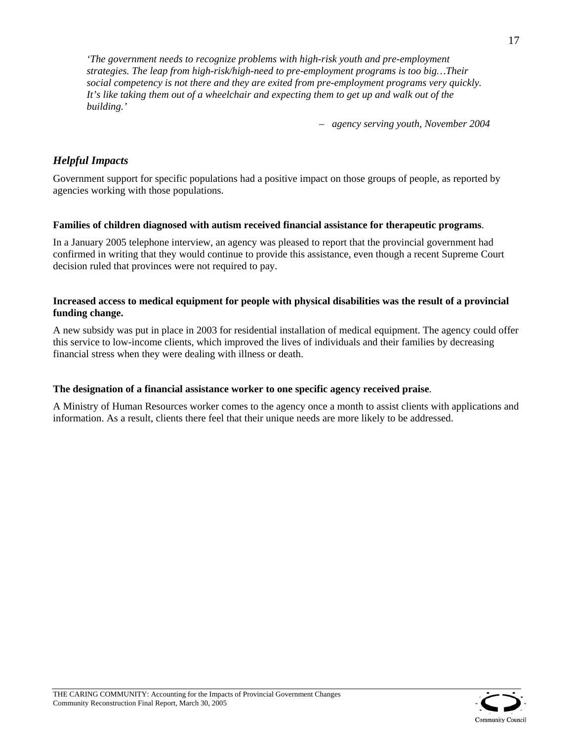> *'The government needs to recognize problems with high-risk youth and pre-employment strategies. The leap from high-risk/high-need to pre-employment programs is too big…Their social competency is not there and they are exited from pre-employment programs very quickly. It's like taking them out of a wheelchair and expecting them to get up and walk out of the building.'*
>
> – *agency serving youth, November 2004*

## *Helpful Impacts*

Government support for specific populations had a positive impact on those groups of people, as reported by agencies working with those populations.

**Families of children diagnosed with autism received financial assistance for therapeutic programs**.

In a January 2005 telephone interview, an agency was pleased to report that the provincial government had confirmed in writing that they would continue to provide this assistance, even though a recent Supreme Court decision ruled that provinces were not required to pay.

**Increased access to medical equipment for people with physical disabilities was the result of a provincial funding change.**

A new subsidy was put in place in 2003 for residential installation of medical equipment. The agency could offer this service to low-income clients, which improved the lives of individuals and their families by decreasing financial stress when they were dealing with illness or death.

**The designation of a financial assistance worker to one specific agency received praise**.

A Ministry of Human Resources worker comes to the agency once a month to assist clients with applications and information. As a result, clients there feel that their unique needs are more likely to be addressed.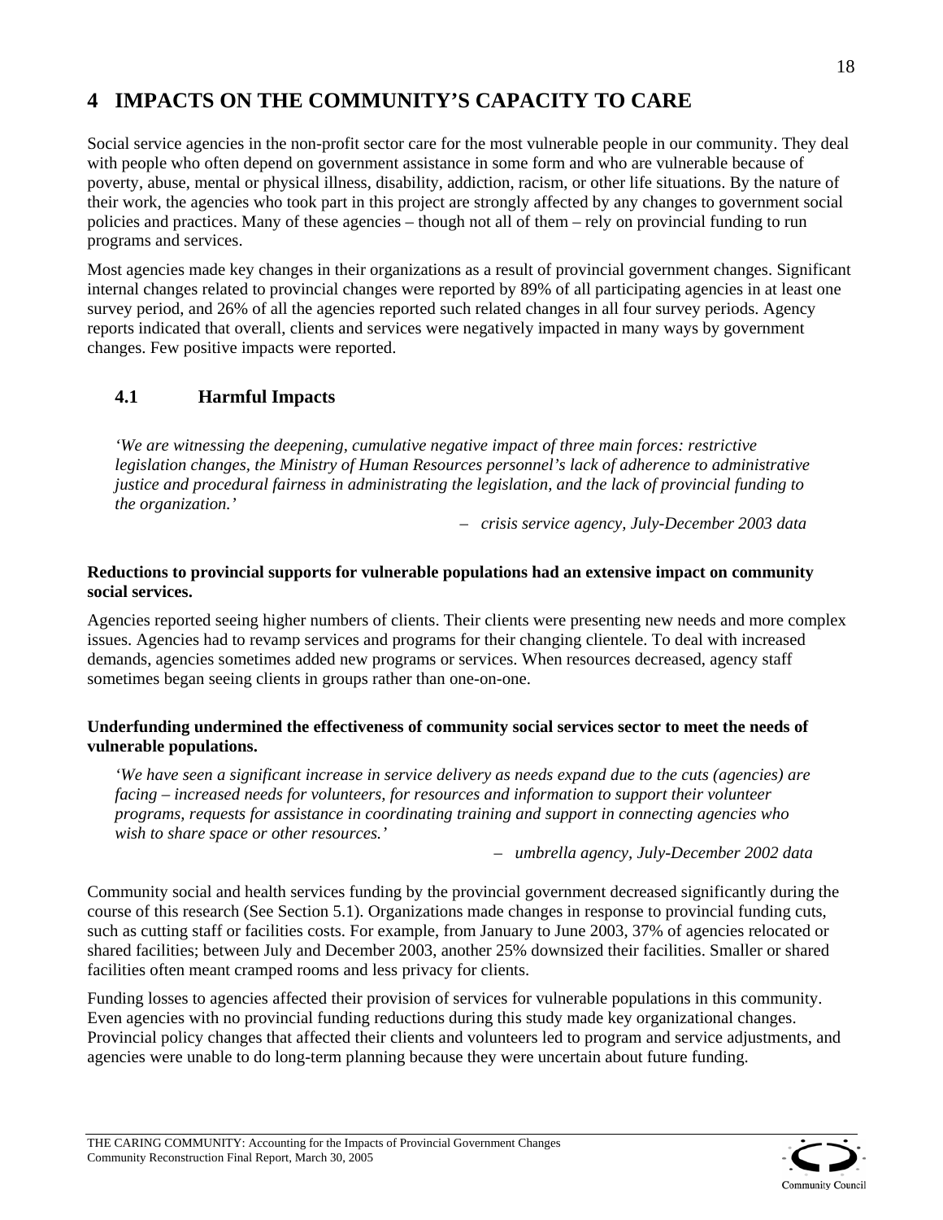# 4 IMPACTS ON THE COMMUNITY'S CAPACITY TO CARE

Social service agencies in the non-profit sector care for the most vulnerable people in our community. They deal with people who often depend on government assistance in some form and who are vulnerable because of poverty, abuse, mental or physical illness, disability, addiction, racism, or other life situations. By the nature of their work, the agencies who took part in this project are strongly affected by any changes to government social policies and practices. Many of these agencies – though not all of them – rely on provincial funding to run programs and services.

Most agencies made key changes in their organizations as a result of provincial government changes. Significant internal changes related to provincial changes were reported by 89% of all participating agencies in at least one survey period, and 26% of all the agencies reported such related changes in all four survey periods. Agency reports indicated that overall, clients and services were negatively impacted in many ways by government changes. Few positive impacts were reported.

## 4.1 Harmful Impacts

*'We are witnessing the deepening, cumulative negative impact of three main forces: restrictive legislation changes, the Ministry of Human Resources personnel's lack of adherence to administrative justice and procedural fairness in administrating the legislation, and the lack of provincial funding to the organization.'*

*– crisis service agency, July-December 2003 data*

**Reductions to provincial supports for vulnerable populations had an extensive impact on community social services.**

Agencies reported seeing higher numbers of clients. Their clients were presenting new needs and more complex issues. Agencies had to revamp services and programs for their changing clientele. To deal with increased demands, agencies sometimes added new programs or services. When resources decreased, agency staff sometimes began seeing clients in groups rather than one-on-one.

**Underfunding undermined the effectiveness of community social services sector to meet the needs of vulnerable populations.**

*'We have seen a significant increase in service delivery as needs expand due to the cuts (agencies) are facing – increased needs for volunteers, for resources and information to support their volunteer programs, requests for assistance in coordinating training and support in connecting agencies who wish to share space or other resources.'*

*– umbrella agency, July-December 2002 data*

Community social and health services funding by the provincial government decreased significantly during the course of this research (See Section 5.1). Organizations made changes in response to provincial funding cuts, such as cutting staff or facilities costs. For example, from January to June 2003, 37% of agencies relocated or shared facilities; between July and December 2003, another 25% downsized their facilities. Smaller or shared facilities often meant cramped rooms and less privacy for clients.

Funding losses to agencies affected their provision of services for vulnerable populations in this community. Even agencies with no provincial funding reductions during this study made key organizational changes. Provincial policy changes that affected their clients and volunteers led to program and service adjustments, and agencies were unable to do long-term planning because they were uncertain about future funding.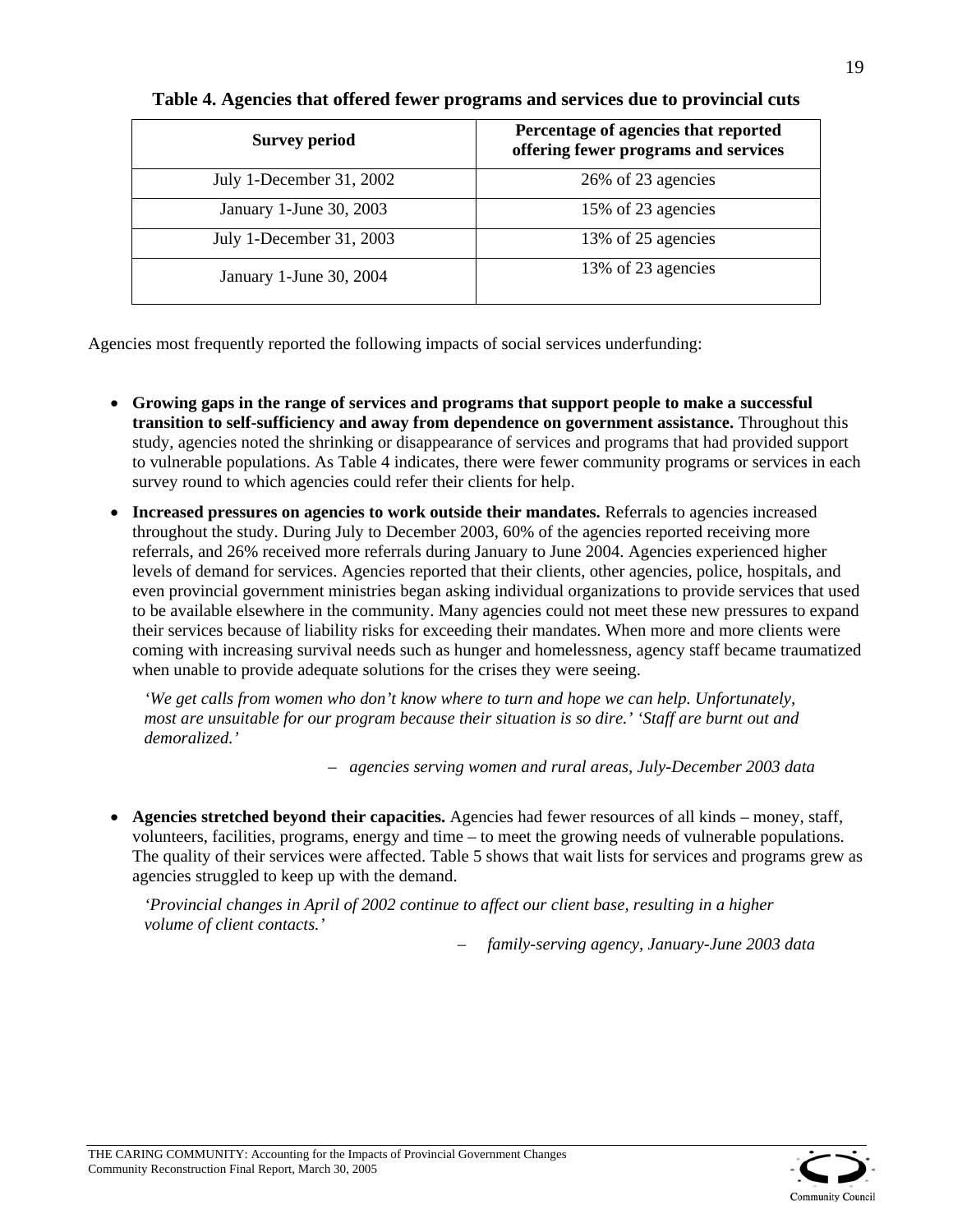**Table 4. Agencies that offered fewer programs and services due to provincial cuts**

| Survey period | Percentage of agencies that reported offering fewer programs and services |
|---|---|
| July 1-December 31, 2002 | 26% of 23 agencies |
| January 1-June 30, 2003 | 15% of 23 agencies |
| July 1-December 31, 2003 | 13% of 25 agencies |
| January 1-June 30, 2004 | 13% of 23 agencies |

Agencies most frequently reported the following impacts of social services underfunding:

- **Growing gaps in the range of services and programs that support people to make a successful transition to self-sufficiency and away from dependence on government assistance.** Throughout this study, agencies noted the shrinking or disappearance of services and programs that had provided support to vulnerable populations. As Table 4 indicates, there were fewer community programs or services in each survey round to which agencies could refer their clients for help.

- **Increased pressures on agencies to work outside their mandates.** Referrals to agencies increased throughout the study. During July to December 2003, 60% of the agencies reported receiving more referrals, and 26% received more referrals during January to June 2004. Agencies experienced higher levels of demand for services. Agencies reported that their clients, other agencies, police, hospitals, and even provincial government ministries began asking individual organizations to provide services that used to be available elsewhere in the community. Many agencies could not meet these new pressures to expand their services because of liability risks for exceeding their mandates. When more and more clients were coming with increasing survival needs such as hunger and homelessness, agency staff became traumatized when unable to provide adequate solutions for the crises they were seeing.

  *'We get calls from women who don't know where to turn and hope we can help. Unfortunately, most are unsuitable for our program because their situation is so dire.' 'Staff are burnt out and demoralized.'*

  – *agencies serving women and rural areas, July-December 2003 data*

- **Agencies stretched beyond their capacities.** Agencies had fewer resources of all kinds – money, staff, volunteers, facilities, programs, energy and time – to meet the growing needs of vulnerable populations. The quality of their services were affected. Table 5 shows that wait lists for services and programs grew as agencies struggled to keep up with the demand.

  *'Provincial changes in April of 2002 continue to affect our client base, resulting in a higher volume of client contacts.'*

  – *family-serving agency, January-June 2003 data*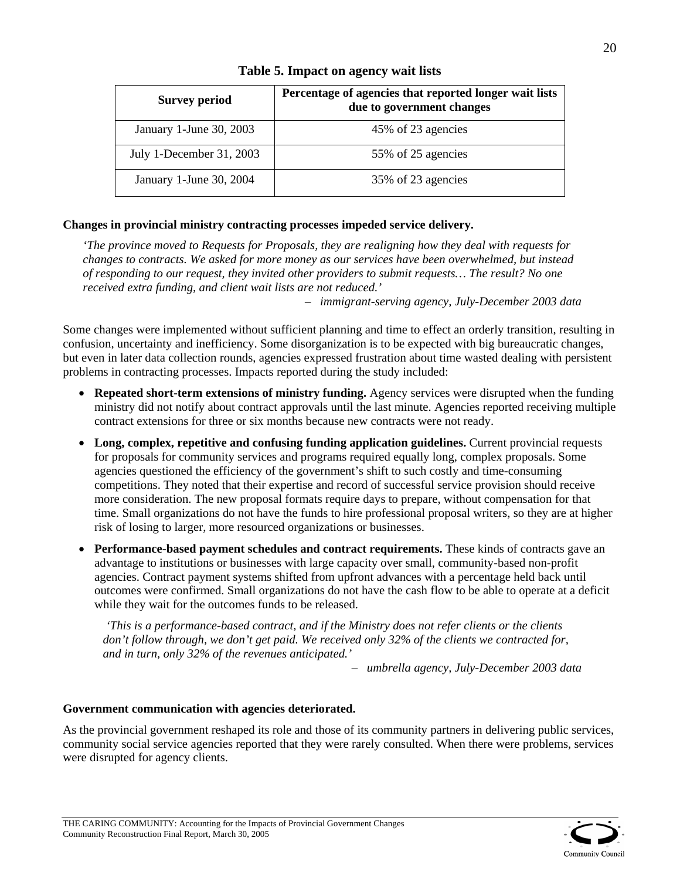**Table 5. Impact on agency wait lists**

| Survey period | Percentage of agencies that reported longer wait lists due to government changes |
| --- | --- |
| January 1-June 30, 2003 | 45% of 23 agencies |
| July 1-December 31, 2003 | 55% of 25 agencies |
| January 1-June 30, 2004 | 35% of 23 agencies |

**Changes in provincial ministry contracting processes impeded service delivery.**

*'The province moved to Requests for Proposals, they are realigning how they deal with requests for changes to contracts. We asked for more money as our services have been overwhelmed, but instead of responding to our request, they invited other providers to submit requests… The result? No one received extra funding, and client wait lists are not reduced.'*

– *immigrant-serving agency, July-December 2003 data*

Some changes were implemented without sufficient planning and time to effect an orderly transition, resulting in confusion, uncertainty and inefficiency. Some disorganization is to be expected with big bureaucratic changes, but even in later data collection rounds, agencies expressed frustration about time wasted dealing with persistent problems in contracting processes. Impacts reported during the study included:

- **Repeated short-term extensions of ministry funding.** Agency services were disrupted when the funding ministry did not notify about contract approvals until the last minute. Agencies reported receiving multiple contract extensions for three or six months because new contracts were not ready.
- **Long, complex, repetitive and confusing funding application guidelines.** Current provincial requests for proposals for community services and programs required equally long, complex proposals. Some agencies questioned the efficiency of the government's shift to such costly and time-consuming competitions. They noted that their expertise and record of successful service provision should receive more consideration. The new proposal formats require days to prepare, without compensation for that time. Small organizations do not have the funds to hire professional proposal writers, so they are at higher risk of losing to larger, more resourced organizations or businesses.
- **Performance-based payment schedules and contract requirements.** These kinds of contracts gave an advantage to institutions or businesses with large capacity over small, community-based non-profit agencies. Contract payment systems shifted from upfront advances with a percentage held back until outcomes were confirmed. Small organizations do not have the cash flow to be able to operate at a deficit while they wait for the outcomes funds to be released.

  *'This is a performance-based contract, and if the Ministry does not refer clients or the clients don't follow through, we don't get paid. We received only 32% of the clients we contracted for, and in turn, only 32% of the revenues anticipated.'*

  – *umbrella agency, July-December 2003 data*

**Government communication with agencies deteriorated.**

As the provincial government reshaped its role and those of its community partners in delivering public services, community social service agencies reported that they were rarely consulted. When there were problems, services were disrupted for agency clients.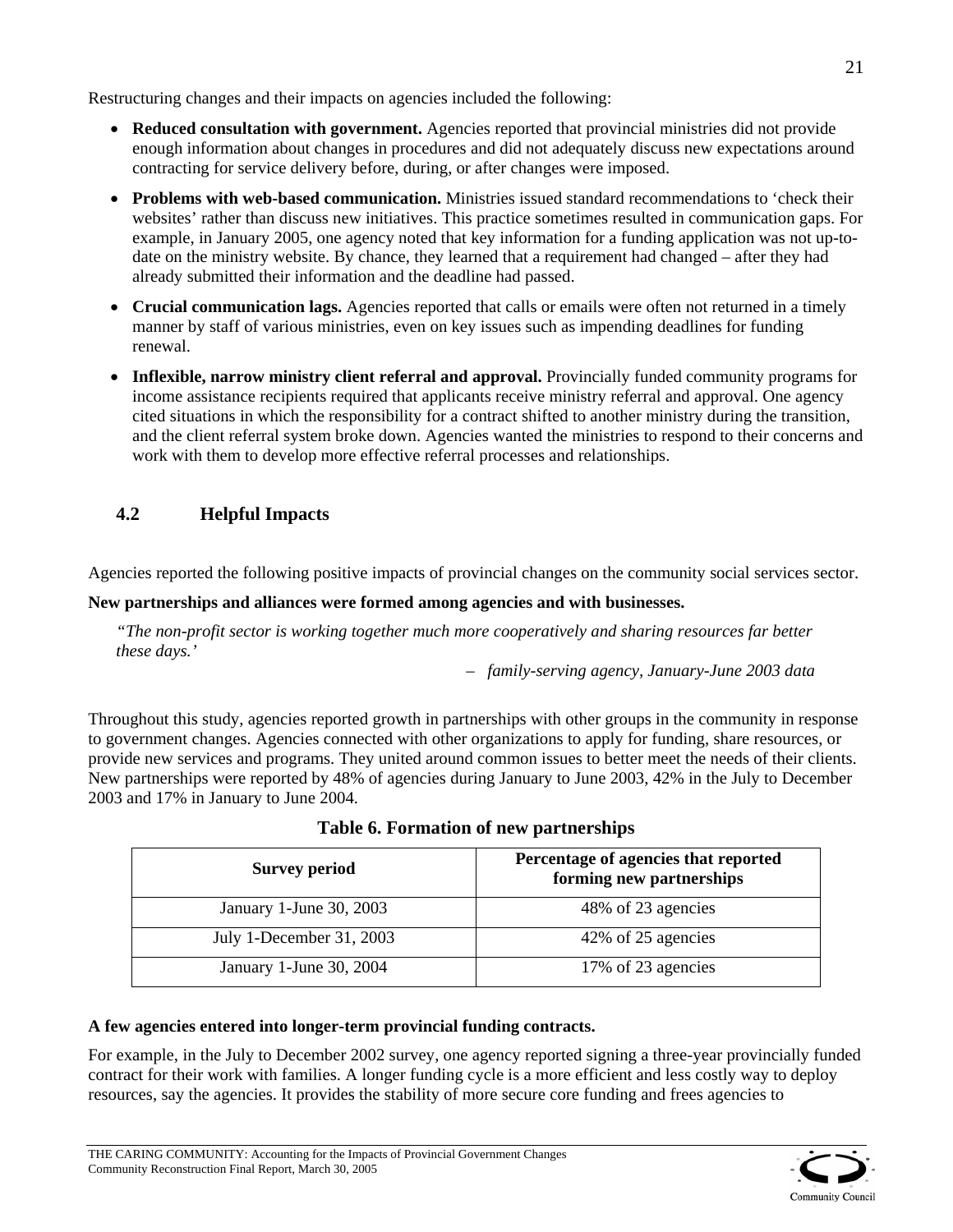Restructuring changes and their impacts on agencies included the following:

- **Reduced consultation with government.** Agencies reported that provincial ministries did not provide enough information about changes in procedures and did not adequately discuss new expectations around contracting for service delivery before, during, or after changes were imposed.
- **Problems with web-based communication.** Ministries issued standard recommendations to 'check their websites' rather than discuss new initiatives. This practice sometimes resulted in communication gaps. For example, in January 2005, one agency noted that key information for a funding application was not up-to-date on the ministry website. By chance, they learned that a requirement had changed – after they had already submitted their information and the deadline had passed.
- **Crucial communication lags.** Agencies reported that calls or emails were often not returned in a timely manner by staff of various ministries, even on key issues such as impending deadlines for funding renewal.
- **Inflexible, narrow ministry client referral and approval.** Provincially funded community programs for income assistance recipients required that applicants receive ministry referral and approval. One agency cited situations in which the responsibility for a contract shifted to another ministry during the transition, and the client referral system broke down. Agencies wanted the ministries to respond to their concerns and work with them to develop more effective referral processes and relationships.

## 4.2 Helpful Impacts

Agencies reported the following positive impacts of provincial changes on the community social services sector.

**New partnerships and alliances were formed among agencies and with businesses.**

> *"The non-profit sector is working together much more cooperatively and sharing resources far better these days.'*
>
> – *family-serving agency, January-June 2003 data*

Throughout this study, agencies reported growth in partnerships with other groups in the community in response to government changes. Agencies connected with other organizations to apply for funding, share resources, or provide new services and programs. They united around common issues to better meet the needs of their clients. New partnerships were reported by 48% of agencies during January to June 2003, 42% in the July to December 2003 and 17% in January to June 2004.

**Table 6. Formation of new partnerships**

| Survey period | Percentage of agencies that reported forming new partnerships |
|---|---|
| January 1-June 30, 2003 | 48% of 23 agencies |
| July 1-December 31, 2003 | 42% of 25 agencies |
| January 1-June 30, 2004 | 17% of 23 agencies |

**A few agencies entered into longer-term provincial funding contracts.**

For example, in the July to December 2002 survey, one agency reported signing a three-year provincially funded contract for their work with families. A longer funding cycle is a more efficient and less costly way to deploy resources, say the agencies. It provides the stability of more secure core funding and frees agencies to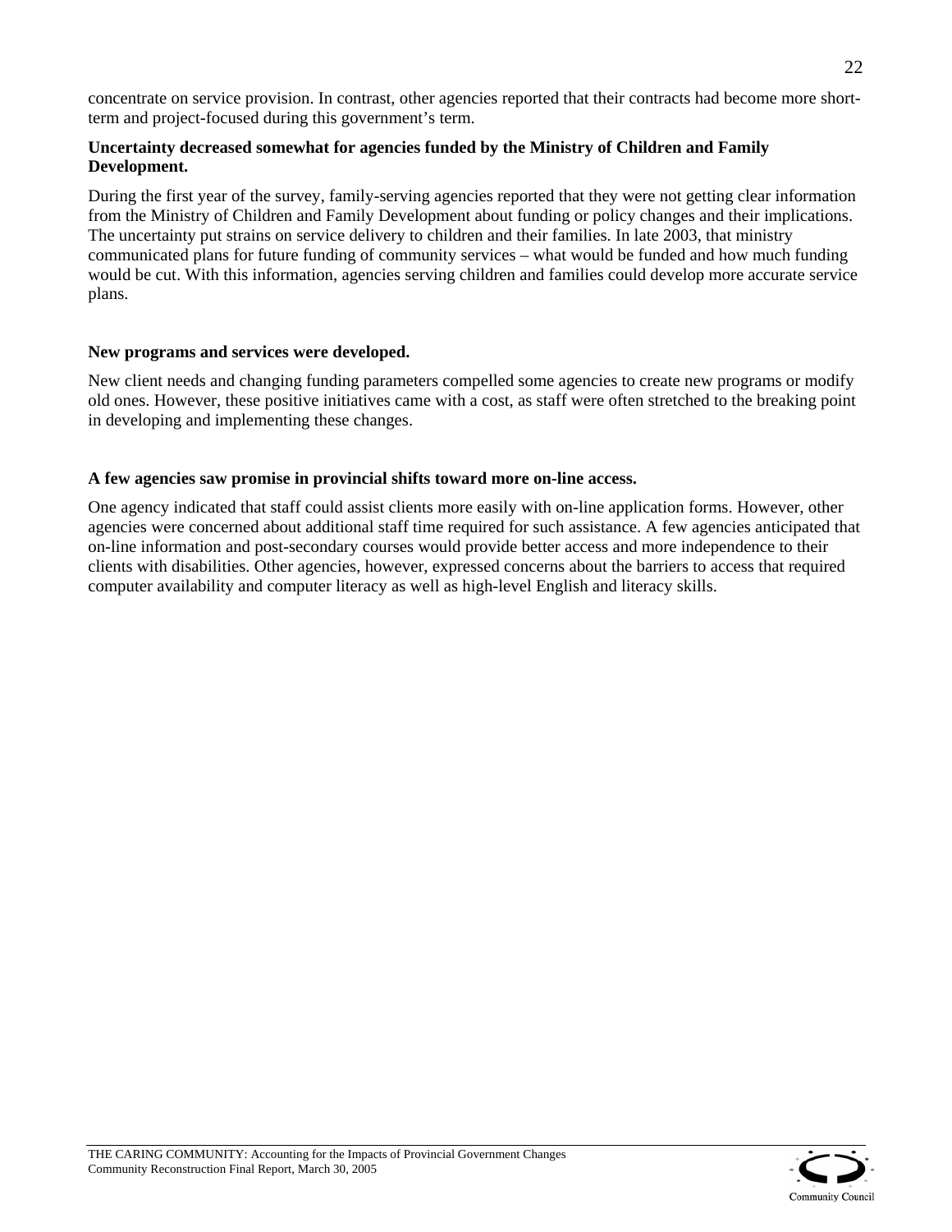concentrate on service provision. In contrast, other agencies reported that their contracts had become more short-term and project-focused during this government's term.

**Uncertainty decreased somewhat for agencies funded by the Ministry of Children and Family Development.**

During the first year of the survey, family-serving agencies reported that they were not getting clear information from the Ministry of Children and Family Development about funding or policy changes and their implications. The uncertainty put strains on service delivery to children and their families. In late 2003, that ministry communicated plans for future funding of community services – what would be funded and how much funding would be cut. With this information, agencies serving children and families could develop more accurate service plans.

**New programs and services were developed.**

New client needs and changing funding parameters compelled some agencies to create new programs or modify old ones. However, these positive initiatives came with a cost, as staff were often stretched to the breaking point in developing and implementing these changes.

**A few agencies saw promise in provincial shifts toward more on-line access.**

One agency indicated that staff could assist clients more easily with on-line application forms. However, other agencies were concerned about additional staff time required for such assistance. A few agencies anticipated that on-line information and post-secondary courses would provide better access and more independence to their clients with disabilities. Other agencies, however, expressed concerns about the barriers to access that required computer availability and computer literacy as well as high-level English and literacy skills.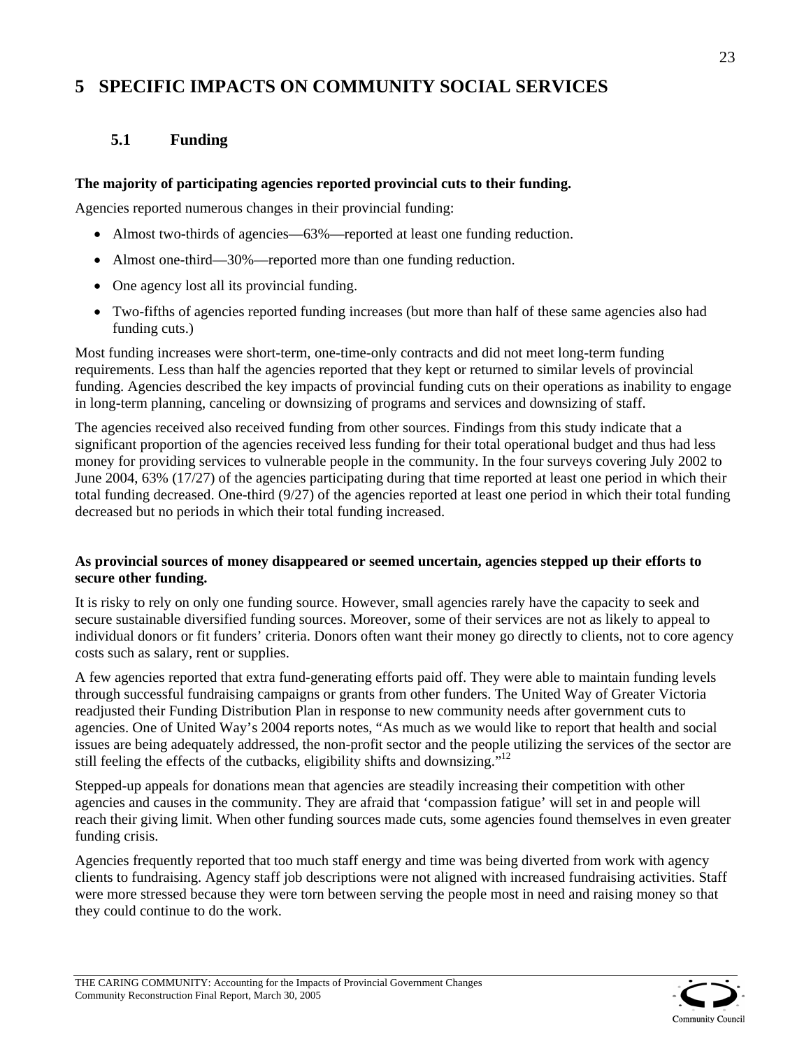# 5 SPECIFIC IMPACTS ON COMMUNITY SOCIAL SERVICES

## 5.1 Funding

**The majority of participating agencies reported provincial cuts to their funding.**

Agencies reported numerous changes in their provincial funding:

- Almost two-thirds of agencies—63%—reported at least one funding reduction.
- Almost one-third—30%—reported more than one funding reduction.
- One agency lost all its provincial funding.
- Two-fifths of agencies reported funding increases (but more than half of these same agencies also had funding cuts.)

Most funding increases were short-term, one-time-only contracts and did not meet long-term funding requirements. Less than half the agencies reported that they kept or returned to similar levels of provincial funding. Agencies described the key impacts of provincial funding cuts on their operations as inability to engage in long-term planning, canceling or downsizing of programs and services and downsizing of staff.

The agencies received also received funding from other sources. Findings from this study indicate that a significant proportion of the agencies received less funding for their total operational budget and thus had less money for providing services to vulnerable people in the community. In the four surveys covering July 2002 to June 2004, 63% (17/27) of the agencies participating during that time reported at least one period in which their total funding decreased. One-third (9/27) of the agencies reported at least one period in which their total funding decreased but no periods in which their total funding increased.

**As provincial sources of money disappeared or seemed uncertain, agencies stepped up their efforts to secure other funding.**

It is risky to rely on only one funding source. However, small agencies rarely have the capacity to seek and secure sustainable diversified funding sources. Moreover, some of their services are not as likely to appeal to individual donors or fit funders' criteria. Donors often want their money go directly to clients, not to core agency costs such as salary, rent or supplies.

A few agencies reported that extra fund-generating efforts paid off. They were able to maintain funding levels through successful fundraising campaigns or grants from other funders. The United Way of Greater Victoria readjusted their Funding Distribution Plan in response to new community needs after government cuts to agencies. One of United Way's 2004 reports notes, "As much as we would like to report that health and social issues are being adequately addressed, the non-profit sector and the people utilizing the services of the sector are still feeling the effects of the cutbacks, eligibility shifts and downsizing."[12]

Stepped-up appeals for donations mean that agencies are steadily increasing their competition with other agencies and causes in the community. They are afraid that 'compassion fatigue' will set in and people will reach their giving limit. When other funding sources made cuts, some agencies found themselves in even greater funding crisis.

Agencies frequently reported that too much staff energy and time was being diverted from work with agency clients to fundraising. Agency staff job descriptions were not aligned with increased fundraising activities. Staff were more stressed because they were torn between serving the people most in need and raising money so that they could continue to do the work.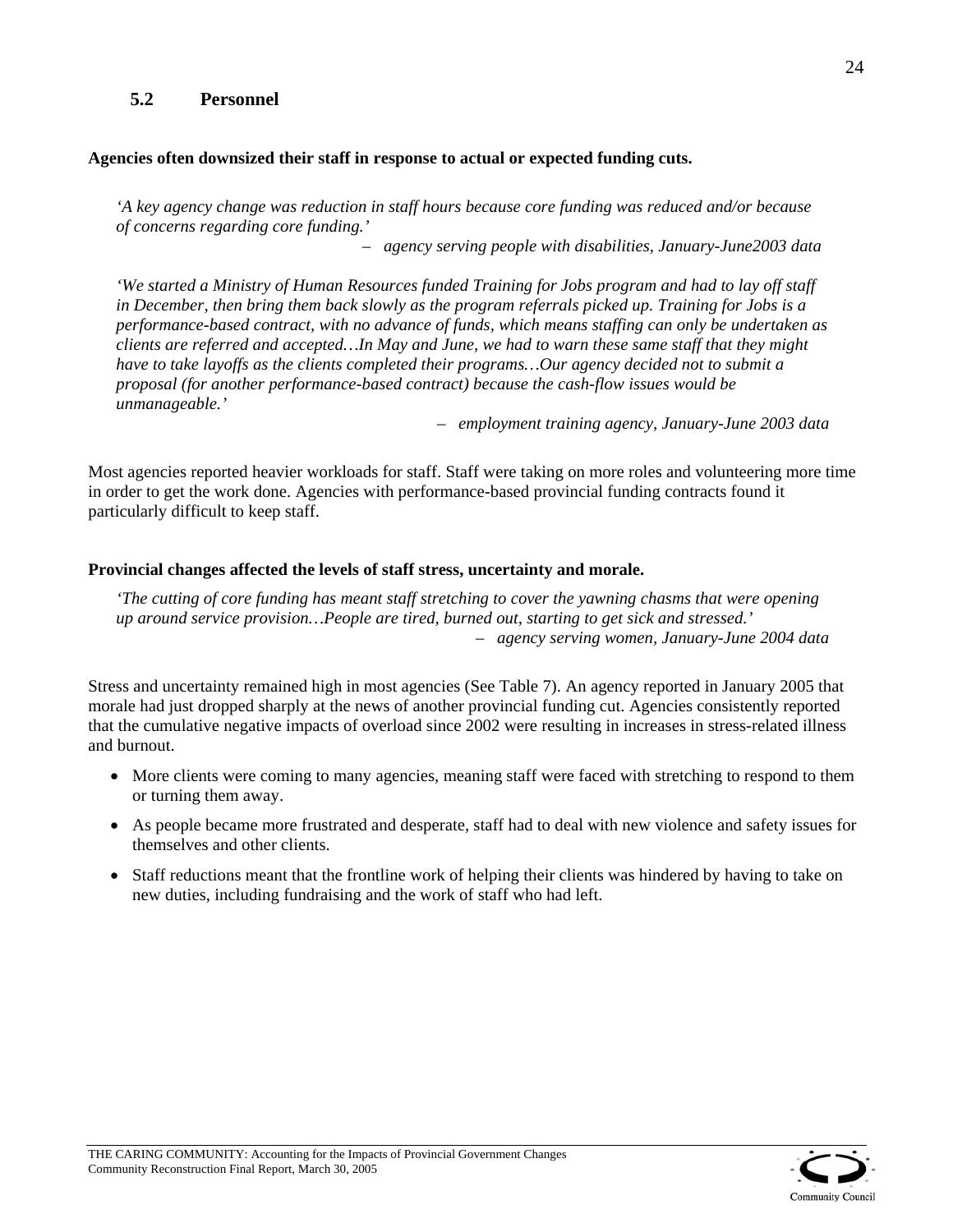### 5.2 Personnel

**Agencies often downsized their staff in response to actual or expected funding cuts.**

> *'A key agency change was reduction in staff hours because core funding was reduced and/or because of concerns regarding core funding.'*
>
> – *agency serving people with disabilities, January-June2003 data*

> *'We started a Ministry of Human Resources funded Training for Jobs program and had to lay off staff in December, then bring them back slowly as the program referrals picked up. Training for Jobs is a performance-based contract, with no advance of funds, which means staffing can only be undertaken as clients are referred and accepted…In May and June, we had to warn these same staff that they might have to take layoffs as the clients completed their programs…Our agency decided not to submit a proposal (for another performance-based contract) because the cash-flow issues would be unmanageable.'*
>
> – *employment training agency, January-June 2003 data*

Most agencies reported heavier workloads for staff. Staff were taking on more roles and volunteering more time in order to get the work done. Agencies with performance-based provincial funding contracts found it particularly difficult to keep staff.

**Provincial changes affected the levels of staff stress, uncertainty and morale.**

> *'The cutting of core funding has meant staff stretching to cover the yawning chasms that were opening up around service provision…People are tired, burned out, starting to get sick and stressed.'*
>
> – *agency serving women, January-June 2004 data*

Stress and uncertainty remained high in most agencies (See Table 7). An agency reported in January 2005 that morale had just dropped sharply at the news of another provincial funding cut. Agencies consistently reported that the cumulative negative impacts of overload since 2002 were resulting in increases in stress-related illness and burnout.

- More clients were coming to many agencies, meaning staff were faced with stretching to respond to them or turning them away.
- As people became more frustrated and desperate, staff had to deal with new violence and safety issues for themselves and other clients.
- Staff reductions meant that the frontline work of helping their clients was hindered by having to take on new duties, including fundraising and the work of staff who had left.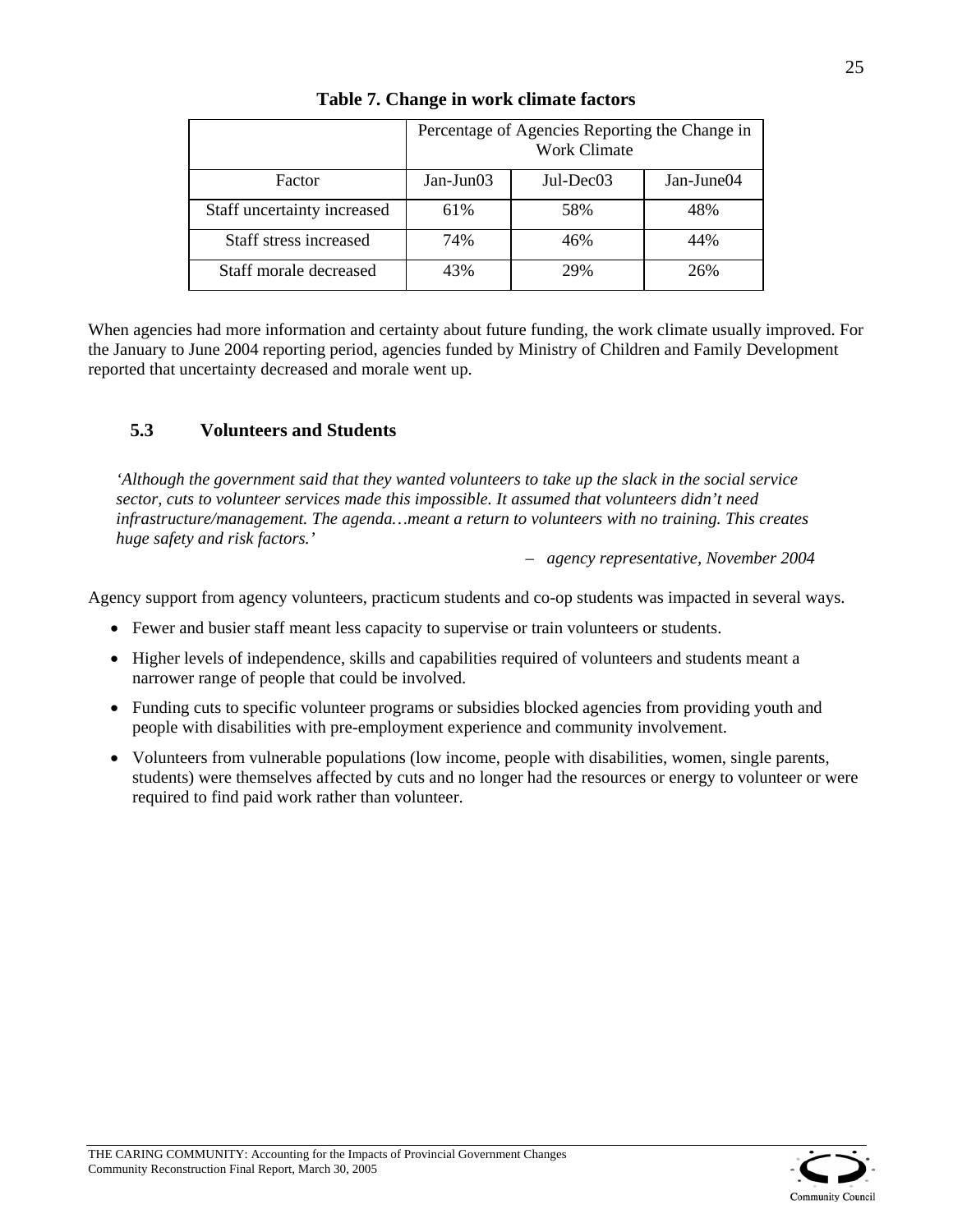**Table 7. Change in work climate factors**

| | Percentage of Agencies Reporting the Change in Work Climate | | |
|---|---|---|---|
| Factor | Jan-Jun03 | Jul-Dec03 | Jan-June04 |
| Staff uncertainty increased | 61% | 58% | 48% |
| Staff stress increased | 74% | 46% | 44% |
| Staff morale decreased | 43% | 29% | 26% |

When agencies had more information and certainty about future funding, the work climate usually improved. For the January to June 2004 reporting period, agencies funded by Ministry of Children and Family Development reported that uncertainty decreased and morale went up.

### 5.3 Volunteers and Students

*'Although the government said that they wanted volunteers to take up the slack in the social service sector, cuts to volunteer services made this impossible. It assumed that volunteers didn't need infrastructure/management. The agenda…meant a return to volunteers with no training. This creates huge safety and risk factors.'*

*– agency representative, November 2004*

Agency support from agency volunteers, practicum students and co-op students was impacted in several ways.

- Fewer and busier staff meant less capacity to supervise or train volunteers or students.
- Higher levels of independence, skills and capabilities required of volunteers and students meant a narrower range of people that could be involved.
- Funding cuts to specific volunteer programs or subsidies blocked agencies from providing youth and people with disabilities with pre-employment experience and community involvement.
- Volunteers from vulnerable populations (low income, people with disabilities, women, single parents, students) were themselves affected by cuts and no longer had the resources or energy to volunteer or were required to find paid work rather than volunteer.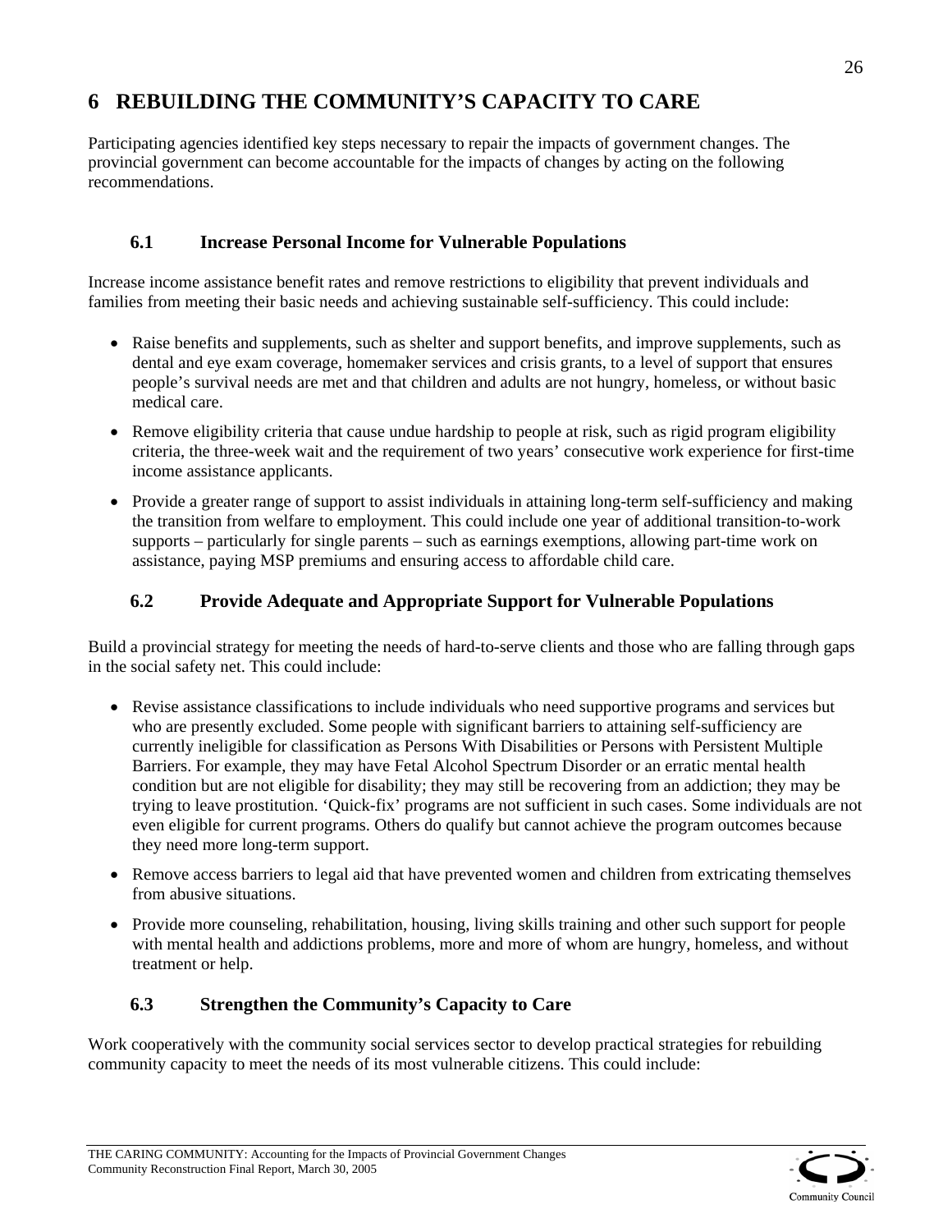# 6 REBUILDING THE COMMUNITY'S CAPACITY TO CARE

Participating agencies identified key steps necessary to repair the impacts of government changes. The provincial government can become accountable for the impacts of changes by acting on the following recommendations.

## 6.1 Increase Personal Income for Vulnerable Populations

Increase income assistance benefit rates and remove restrictions to eligibility that prevent individuals and families from meeting their basic needs and achieving sustainable self-sufficiency. This could include:

- Raise benefits and supplements, such as shelter and support benefits, and improve supplements, such as dental and eye exam coverage, homemaker services and crisis grants, to a level of support that ensures people's survival needs are met and that children and adults are not hungry, homeless, or without basic medical care.
- Remove eligibility criteria that cause undue hardship to people at risk, such as rigid program eligibility criteria, the three-week wait and the requirement of two years' consecutive work experience for first-time income assistance applicants.
- Provide a greater range of support to assist individuals in attaining long-term self-sufficiency and making the transition from welfare to employment. This could include one year of additional transition-to-work supports – particularly for single parents – such as earnings exemptions, allowing part-time work on assistance, paying MSP premiums and ensuring access to affordable child care.

## 6.2 Provide Adequate and Appropriate Support for Vulnerable Populations

Build a provincial strategy for meeting the needs of hard-to-serve clients and those who are falling through gaps in the social safety net. This could include:

- Revise assistance classifications to include individuals who need supportive programs and services but who are presently excluded. Some people with significant barriers to attaining self-sufficiency are currently ineligible for classification as Persons With Disabilities or Persons with Persistent Multiple Barriers. For example, they may have Fetal Alcohol Spectrum Disorder or an erratic mental health condition but are not eligible for disability; they may still be recovering from an addiction; they may be trying to leave prostitution. 'Quick-fix' programs are not sufficient in such cases. Some individuals are not even eligible for current programs. Others do qualify but cannot achieve the program outcomes because they need more long-term support.
- Remove access barriers to legal aid that have prevented women and children from extricating themselves from abusive situations.
- Provide more counseling, rehabilitation, housing, living skills training and other such support for people with mental health and addictions problems, more and more of whom are hungry, homeless, and without treatment or help.

## 6.3 Strengthen the Community's Capacity to Care

Work cooperatively with the community social services sector to develop practical strategies for rebuilding community capacity to meet the needs of its most vulnerable citizens. This could include: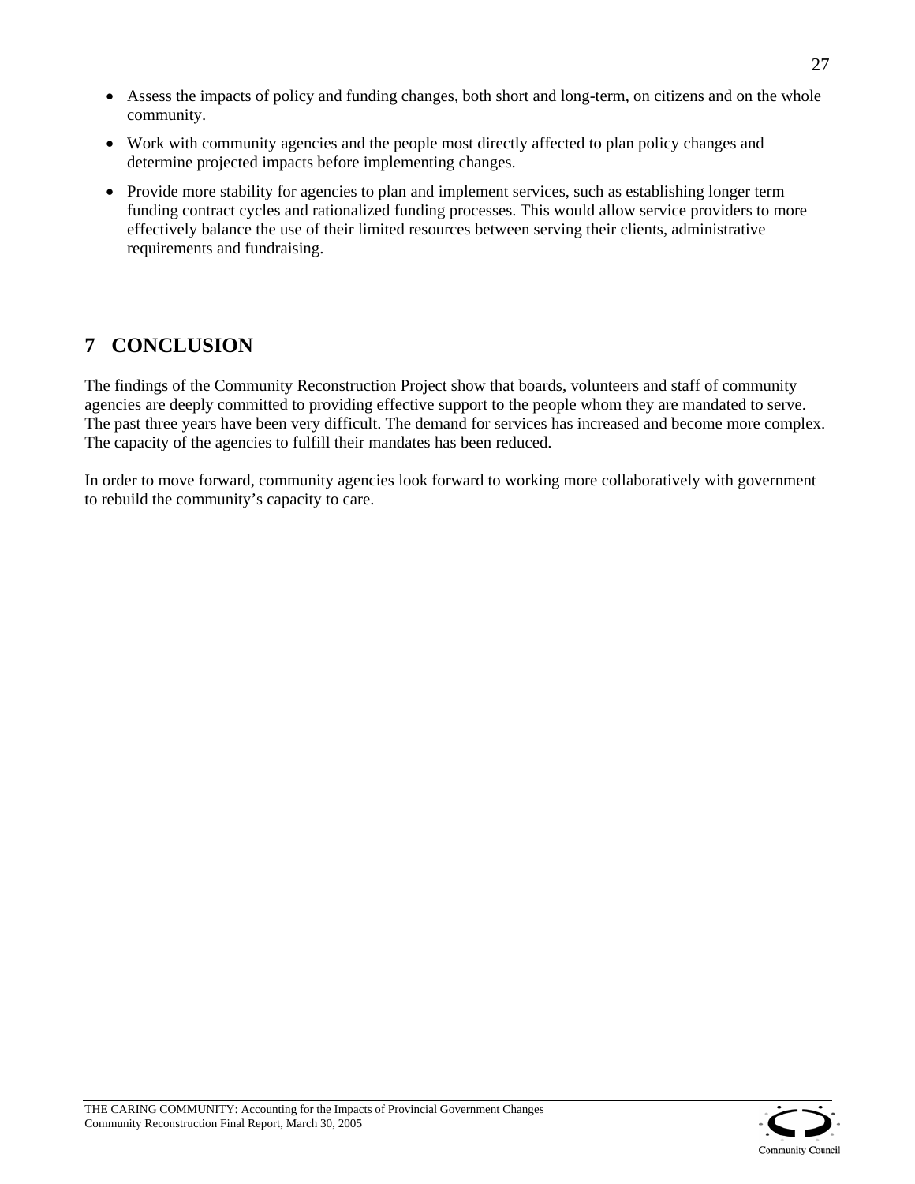- Assess the impacts of policy and funding changes, both short and long-term, on citizens and on the whole community.
- Work with community agencies and the people most directly affected to plan policy changes and determine projected impacts before implementing changes.
- Provide more stability for agencies to plan and implement services, such as establishing longer term funding contract cycles and rationalized funding processes. This would allow service providers to more effectively balance the use of their limited resources between serving their clients, administrative requirements and fundraising.

# 7 CONCLUSION

The findings of the Community Reconstruction Project show that boards, volunteers and staff of community agencies are deeply committed to providing effective support to the people whom they are mandated to serve. The past three years have been very difficult. The demand for services has increased and become more complex. The capacity of the agencies to fulfill their mandates has been reduced.

In order to move forward, community agencies look forward to working more collaboratively with government to rebuild the community's capacity to care.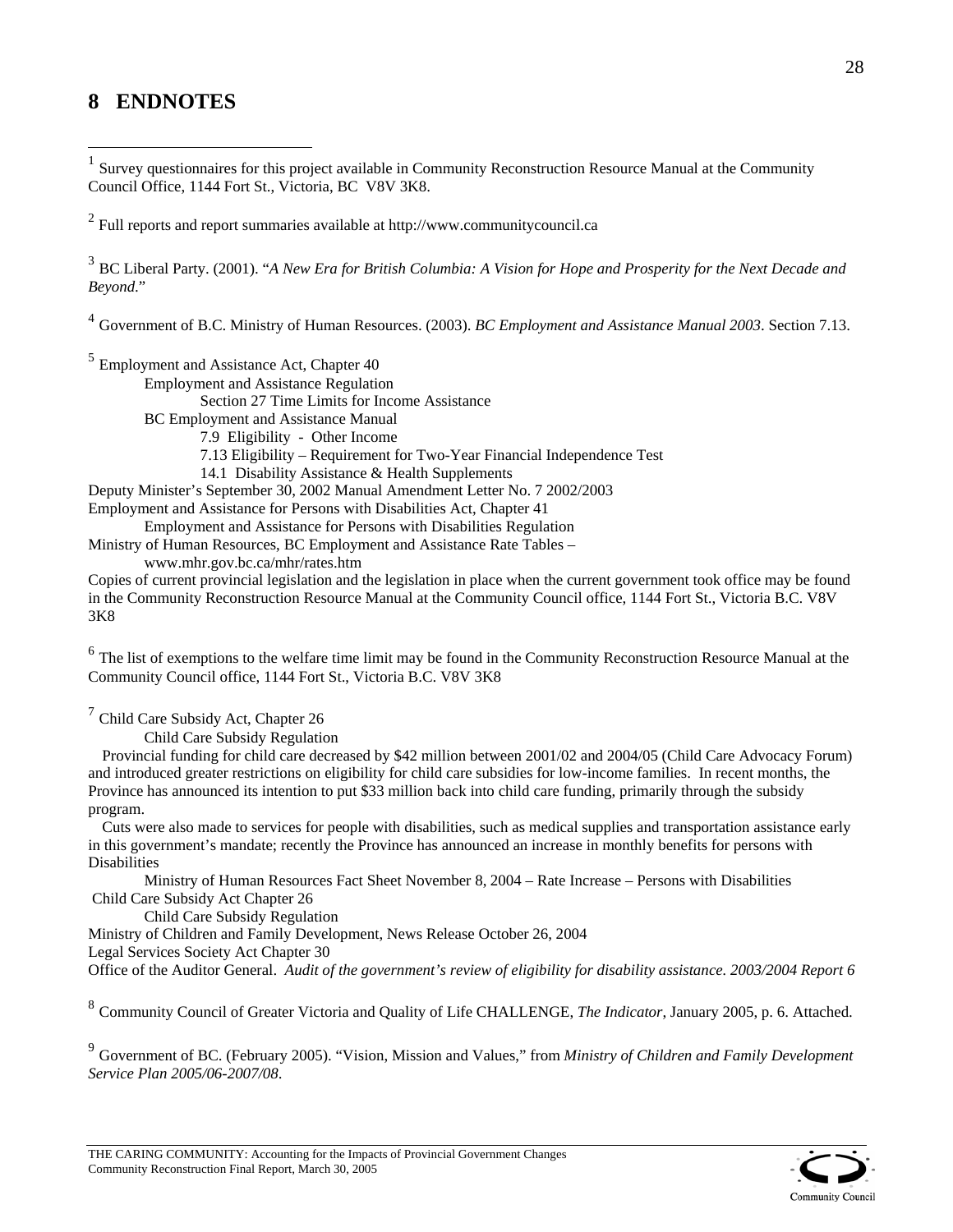# 8 ENDNOTES

[1] Survey questionnaires for this project available in Community Reconstruction Resource Manual at the Community Council Office, 1144 Fort St., Victoria, BC V8V 3K8.

[2] Full reports and report summaries available at http://www.communitycouncil.ca

[3] BC Liberal Party. (2001). "*A New Era for British Columbia: A Vision for Hope and Prosperity for the Next Decade and Beyond*."

[4] Government of B.C. Ministry of Human Resources. (2003). *BC Employment and Assistance Manual 2003*. Section 7.13.

[5] Employment and Assistance Act, Chapter 40

Employment and Assistance Regulation

Section 27 Time Limits for Income Assistance

BC Employment and Assistance Manual

7.9 Eligibility - Other Income

7.13 Eligibility – Requirement for Two-Year Financial Independence Test

14.1 Disability Assistance & Health Supplements

Deputy Minister's September 30, 2002 Manual Amendment Letter No. 7 2002/2003

Employment and Assistance for Persons with Disabilities Act, Chapter 41

Employment and Assistance for Persons with Disabilities Regulation

Ministry of Human Resources, BC Employment and Assistance Rate Tables – www.mhr.gov.bc.ca/mhr/rates.htm

Copies of current provincial legislation and the legislation in place when the current government took office may be found in the Community Reconstruction Resource Manual at the Community Council office, 1144 Fort St., Victoria B.C. V8V 3K8

[6] The list of exemptions to the welfare time limit may be found in the Community Reconstruction Resource Manual at the Community Council office, 1144 Fort St., Victoria B.C. V8V 3K8

[7] Child Care Subsidy Act, Chapter 26

Child Care Subsidy Regulation

Provincial funding for child care decreased by $42 million between 2001/02 and 2004/05 (Child Care Advocacy Forum) and introduced greater restrictions on eligibility for child care subsidies for low-income families. In recent months, the Province has announced its intention to put $33 million back into child care funding, primarily through the subsidy program.

Cuts were also made to services for people with disabilities, such as medical supplies and transportation assistance early in this government's mandate; recently the Province has announced an increase in monthly benefits for persons with Disabilities

Ministry of Human Resources Fact Sheet November 8, 2004 – Rate Increase – Persons with Disabilities

Child Care Subsidy Act Chapter 26

Child Care Subsidy Regulation

Ministry of Children and Family Development, News Release October 26, 2004

Legal Services Society Act Chapter 30

Office of the Auditor General. *Audit of the government's review of eligibility for disability assistance. 2003/2004 Report 6*

[8] Community Council of Greater Victoria and Quality of Life CHALLENGE, *The Indicator*, January 2005, p. 6. Attached.

[9] Government of BC. (February 2005). "Vision, Mission and Values," from *Ministry of Children and Family Development Service Plan 2005/06-2007/08*.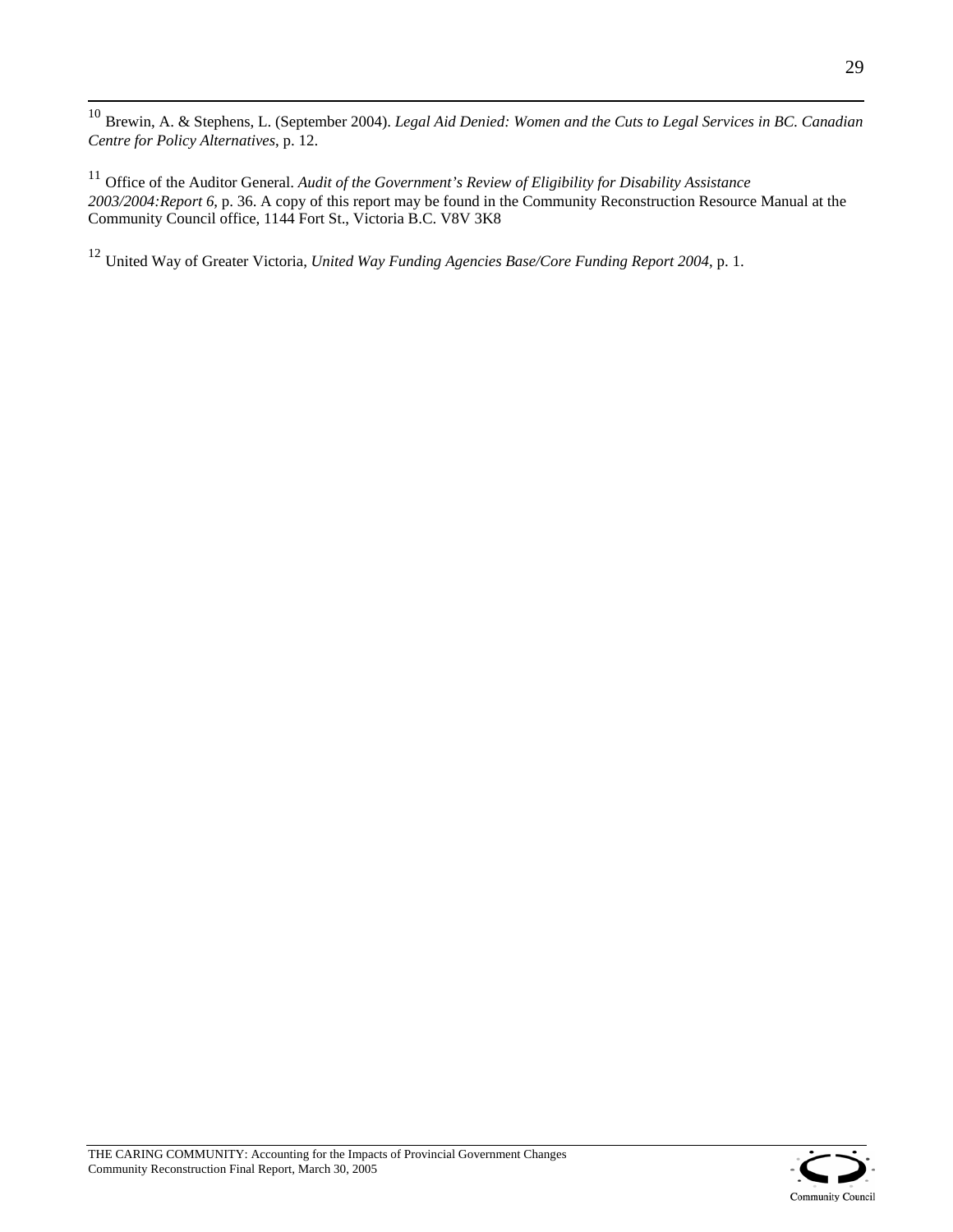[10] Brewin, A. & Stephens, L. (September 2004). *Legal Aid Denied: Women and the Cuts to Legal Services in BC. Canadian Centre for Policy Alternatives*, p. 12.

[11] Office of the Auditor General. *Audit of the Government's Review of Eligibility for Disability Assistance 2003/2004:Report 6*, p. 36. A copy of this report may be found in the Community Reconstruction Resource Manual at the Community Council office, 1144 Fort St., Victoria B.C. V8V 3K8

[12] United Way of Greater Victoria, *United Way Funding Agencies Base/Core Funding Report 2004*, p. 1.